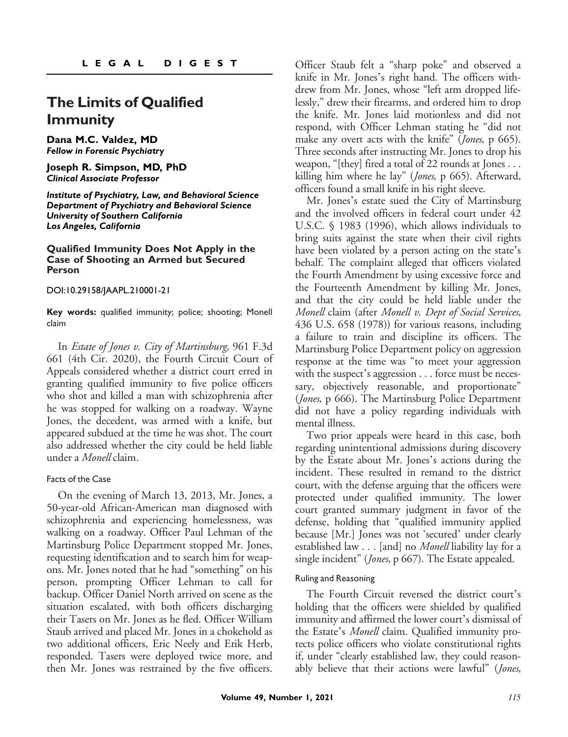**LEGAL DIGEST**

# The Limits of Qualified Immunity

**Dana M.C. Valdez, MD**
***Fellow in Forensic Psychiatry***

**Joseph R. Simpson, MD, PhD**
***Clinical Associate Professor***

***Institute of Psychiatry, Law, and Behavioral Science***
***Department of Psychiatry and Behavioral Science***
***University of Southern California***
***Los Angeles, California***

## Qualified Immunity Does Not Apply in the Case of Shooting an Armed but Secured Person

DOI:10.29158/JAAPL.210001-21

**Key words:** qualified immunity; police; shooting; Monell claim

In *Estate of Jones v. City of Martinsburg*, 961 F.3d 661 (4th Cir. 2020), the Fourth Circuit Court of Appeals considered whether a district court erred in granting qualified immunity to five police officers who shot and killed a man with schizophrenia after he was stopped for walking on a roadway. Wayne Jones, the decedent, was armed with a knife, but appeared subdued at the time he was shot. The court also addressed whether the city could be held liable under a *Monell* claim.

### Facts of the Case

On the evening of March 13, 2013, Mr. Jones, a 50-year-old African-American man diagnosed with schizophrenia and experiencing homelessness, was walking on a roadway. Officer Paul Lehman of the Martinsburg Police Department stopped Mr. Jones, requesting identification and to search him for weapons. Mr. Jones noted that he had "something" on his person, prompting Officer Lehman to call for backup. Officer Daniel North arrived on scene as the situation escalated, with both officers discharging their Tasers on Mr. Jones as he fled. Officer William Staub arrived and placed Mr. Jones in a chokehold as two additional officers, Eric Neely and Erik Herb, responded. Tasers were deployed twice more, and then Mr. Jones was restrained by the five officers. Officer Staub felt a "sharp poke" and observed a knife in Mr. Jones's right hand. The officers withdrew from Mr. Jones, whose "left arm dropped lifelessly," drew their firearms, and ordered him to drop the knife. Mr. Jones laid motionless and did not respond, with Officer Lehman stating he "did not make any overt acts with the knife" (*Jones*, p 665). Three seconds after instructing Mr. Jones to drop his weapon, "[they] fired a total of 22 rounds at Jones . . . killing him where he lay" (*Jones*, p 665). Afterward, officers found a small knife in his right sleeve.

Mr. Jones's estate sued the City of Martinsburg and the involved officers in federal court under 42 U.S.C. § 1983 (1996), which allows individuals to bring suits against the state when their civil rights have been violated by a person acting on the state's behalf. The complaint alleged that officers violated the Fourth Amendment by using excessive force and the Fourteenth Amendment by killing Mr. Jones, and that the city could be held liable under the *Monell* claim (after *Monell v. Dept of Social Services*, 436 U.S. 658 (1978)) for various reasons, including a failure to train and discipline its officers. The Martinsburg Police Department policy on aggression response at the time was "to meet your aggression with the suspect's aggression . . . force must be necessary, objectively reasonable, and proportionate" (*Jones*, p 666). The Martinsburg Police Department did not have a policy regarding individuals with mental illness.

Two prior appeals were heard in this case, both regarding unintentional admissions during discovery by the Estate about Mr. Jones's actions during the incident. These resulted in remand to the district court, with the defense arguing that the officers were protected under qualified immunity. The lower court granted summary judgment in favor of the defense, holding that "qualified immunity applied because [Mr.] Jones was not 'secured' under clearly established law . . . [and] no *Monell* liability lay for a single incident" (*Jones*, p 667). The Estate appealed.

### Ruling and Reasoning

The Fourth Circuit reversed the district court's holding that the officers were shielded by qualified immunity and affirmed the lower court's dismissal of the Estate's *Monell* claim. Qualified immunity protects police officers who violate constitutional rights if, under "clearly established law, they could reasonably believe that their actions were lawful" (*Jones*,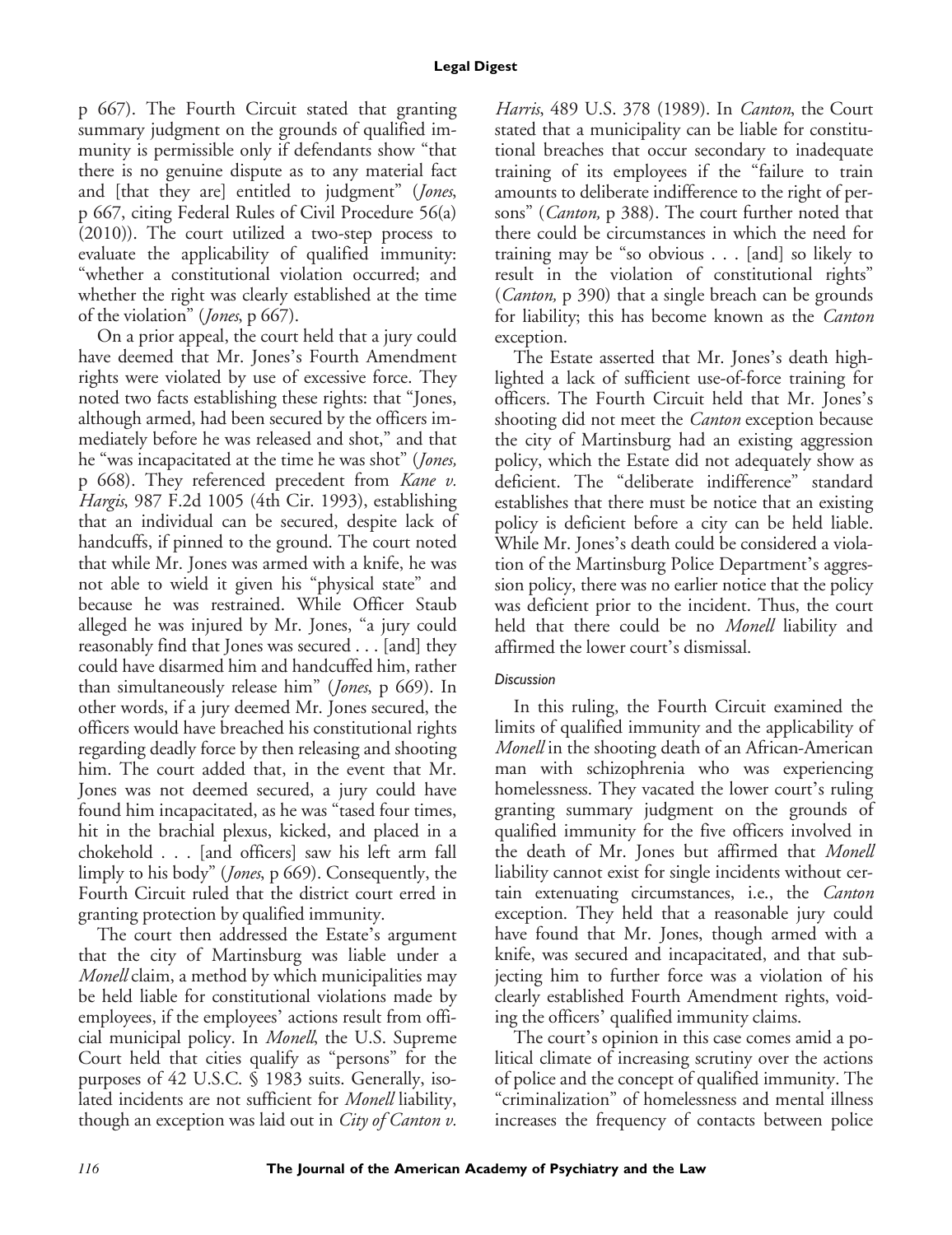p 667). The Fourth Circuit stated that granting summary judgment on the grounds of qualified immunity is permissible only if defendants show "that there is no genuine dispute as to any material fact and [that they are] entitled to judgment" (*Jones*, p 667, citing Federal Rules of Civil Procedure 56(a) (2010)). The court utilized a two-step process to evaluate the applicability of qualified immunity: "whether a constitutional violation occurred; and whether the right was clearly established at the time of the violation" (*Jones*, p 667).

On a prior appeal, the court held that a jury could have deemed that Mr. Jones's Fourth Amendment rights were violated by use of excessive force. They noted two facts establishing these rights: that "Jones, although armed, had been secured by the officers immediately before he was released and shot," and that he "was incapacitated at the time he was shot" (*Jones,* p 668). They referenced precedent from *Kane v. Hargis*, 987 F.2d 1005 (4th Cir. 1993), establishing that an individual can be secured, despite lack of handcuffs, if pinned to the ground. The court noted that while Mr. Jones was armed with a knife, he was not able to wield it given his "physical state" and because he was restrained. While Officer Staub alleged he was injured by Mr. Jones, "a jury could reasonably find that Jones was secured . . . [and] they could have disarmed him and handcuffed him, rather than simultaneously release him" (*Jones*, p 669). In other words, if a jury deemed Mr. Jones secured, the officers would have breached his constitutional rights regarding deadly force by then releasing and shooting him. The court added that, in the event that Mr. Jones was not deemed secured, a jury could have found him incapacitated, as he was "tased four times, hit in the brachial plexus, kicked, and placed in a chokehold . . . [and officers] saw his left arm fall limply to his body" (*Jones*, p 669). Consequently, the Fourth Circuit ruled that the district court erred in granting protection by qualified immunity.

The court then addressed the Estate's argument that the city of Martinsburg was liable under a *Monell* claim, a method by which municipalities may be held liable for constitutional violations made by employees, if the employees' actions result from official municipal policy. In *Monell*, the U.S. Supreme Court held that cities qualify as "persons" for the purposes of 42 U.S.C. § 1983 suits. Generally, isolated incidents are not sufficient for *Monell* liability, though an exception was laid out in *City of Canton v. Harris*, 489 U.S. 378 (1989). In *Canton*, the Court stated that a municipality can be liable for constitutional breaches that occur secondary to inadequate training of its employees if the "failure to train amounts to deliberate indifference to the right of persons" (*Canton,* p 388). The court further noted that there could be circumstances in which the need for training may be "so obvious . . . [and] so likely to result in the violation of constitutional rights" (*Canton,* p 390) that a single breach can be grounds for liability; this has become known as the *Canton* exception.

The Estate asserted that Mr. Jones's death highlighted a lack of sufficient use-of-force training for officers. The Fourth Circuit held that Mr. Jones's shooting did not meet the *Canton* exception because the city of Martinsburg had an existing aggression policy, which the Estate did not adequately show as deficient. The "deliberate indifference" standard establishes that there must be notice that an existing policy is deficient before a city can be held liable. While Mr. Jones's death could be considered a violation of the Martinsburg Police Department's aggression policy, there was no earlier notice that the policy was deficient prior to the incident. Thus, the court held that there could be no *Monell* liability and affirmed the lower court's dismissal.

### *Discussion*

In this ruling, the Fourth Circuit examined the limits of qualified immunity and the applicability of *Monell* in the shooting death of an African-American man with schizophrenia who was experiencing homelessness. They vacated the lower court's ruling granting summary judgment on the grounds of qualified immunity for the five officers involved in the death of Mr. Jones but affirmed that *Monell* liability cannot exist for single incidents without certain extenuating circumstances, i.e., the *Canton* exception. They held that a reasonable jury could have found that Mr. Jones, though armed with a knife, was secured and incapacitated, and that subjecting him to further force was a violation of his clearly established Fourth Amendment rights, voiding the officers' qualified immunity claims.

The court's opinion in this case comes amid a political climate of increasing scrutiny over the actions of police and the concept of qualified immunity. The "criminalization" of homelessness and mental illness increases the frequency of contacts between police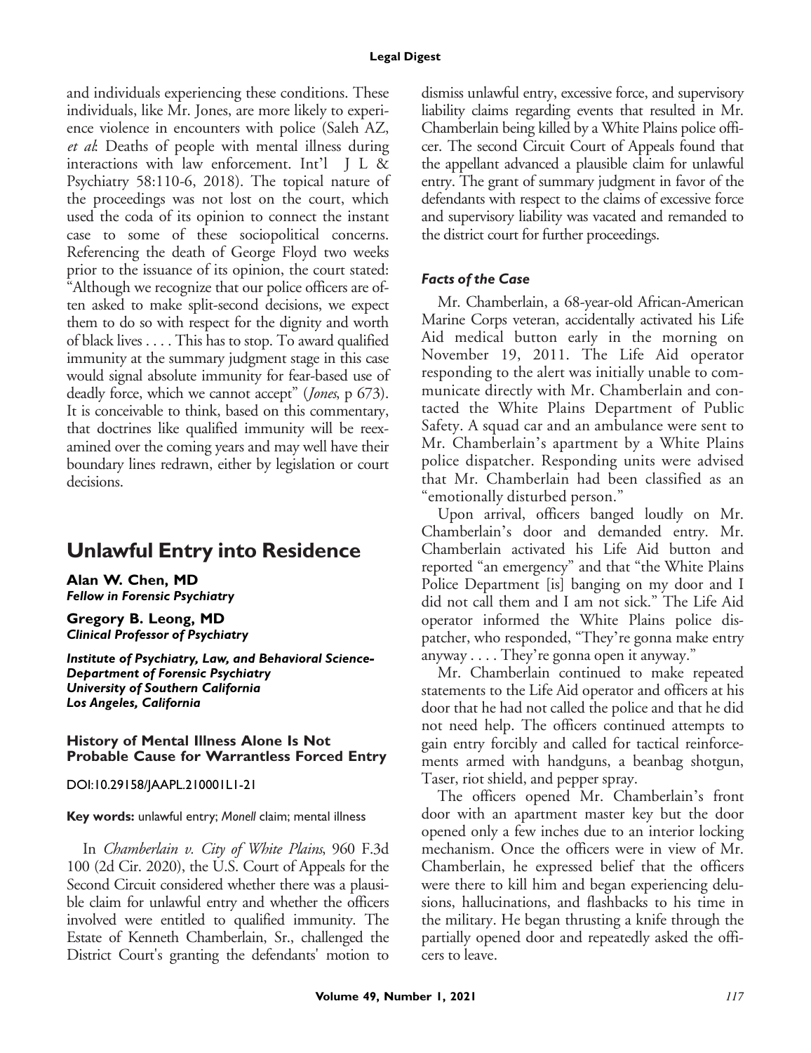and individuals experiencing these conditions. These individuals, like Mr. Jones, are more likely to experience violence in encounters with police (Saleh AZ, *et al*: Deaths of people with mental illness during interactions with law enforcement. Int'l J L & Psychiatry 58:110-6, 2018). The topical nature of the proceedings was not lost on the court, which used the coda of its opinion to connect the instant case to some of these sociopolitical concerns. Referencing the death of George Floyd two weeks prior to the issuance of its opinion, the court stated: "Although we recognize that our police officers are often asked to make split-second decisions, we expect them to do so with respect for the dignity and worth of black lives . . . . This has to stop. To award qualified immunity at the summary judgment stage in this case would signal absolute immunity for fear-based use of deadly force, which we cannot accept" (*Jones*, p 673). It is conceivable to think, based on this commentary, that doctrines like qualified immunity will be reexamined over the coming years and may well have their boundary lines redrawn, either by legislation or court decisions.

## Unlawful Entry into Residence

**Alan W. Chen, MD**
***Fellow in Forensic Psychiatry***

**Gregory B. Leong, MD**
***Clinical Professor of Psychiatry***

***Institute of Psychiatry, Law, and Behavioral Science-Department of Forensic Psychiatry***
***University of Southern California***
***Los Angeles, California***

### History of Mental Illness Alone Is Not Probable Cause for Warrantless Forced Entry

DOI:10.29158/JAAPL.210001L1-21

**Key words:** unlawful entry; *Monell* claim; mental illness

In *Chamberlain v. City of White Plains*, 960 F.3d 100 (2d Cir. 2020), the U.S. Court of Appeals for the Second Circuit considered whether there was a plausible claim for unlawful entry and whether the officers involved were entitled to qualified immunity. The Estate of Kenneth Chamberlain, Sr., challenged the District Court's granting the defendants' motion to dismiss unlawful entry, excessive force, and supervisory liability claims regarding events that resulted in Mr. Chamberlain being killed by a White Plains police officer. The second Circuit Court of Appeals found that the appellant advanced a plausible claim for unlawful entry. The grant of summary judgment in favor of the defendants with respect to the claims of excessive force and supervisory liability was vacated and remanded to the district court for further proceedings.

#### *Facts of the Case*

Mr. Chamberlain, a 68-year-old African-American Marine Corps veteran, accidentally activated his Life Aid medical button early in the morning on November 19, 2011. The Life Aid operator responding to the alert was initially unable to communicate directly with Mr. Chamberlain and contacted the White Plains Department of Public Safety. A squad car and an ambulance were sent to Mr. Chamberlain's apartment by a White Plains police dispatcher. Responding units were advised that Mr. Chamberlain had been classified as an "emotionally disturbed person."

Upon arrival, officers banged loudly on Mr. Chamberlain's door and demanded entry. Mr. Chamberlain activated his Life Aid button and reported "an emergency" and that "the White Plains Police Department [is] banging on my door and I did not call them and I am not sick." The Life Aid operator informed the White Plains police dispatcher, who responded, "They're gonna make entry anyway . . . . They're gonna open it anyway."

Mr. Chamberlain continued to make repeated statements to the Life Aid operator and officers at his door that he had not called the police and that he did not need help. The officers continued attempts to gain entry forcibly and called for tactical reinforcements armed with handguns, a beanbag shotgun, Taser, riot shield, and pepper spray.

The officers opened Mr. Chamberlain's front door with an apartment master key but the door opened only a few inches due to an interior locking mechanism. Once the officers were in view of Mr. Chamberlain, he expressed belief that the officers were there to kill him and began experiencing delusions, hallucinations, and flashbacks to his time in the military. He began thrusting a knife through the partially opened door and repeatedly asked the officers to leave.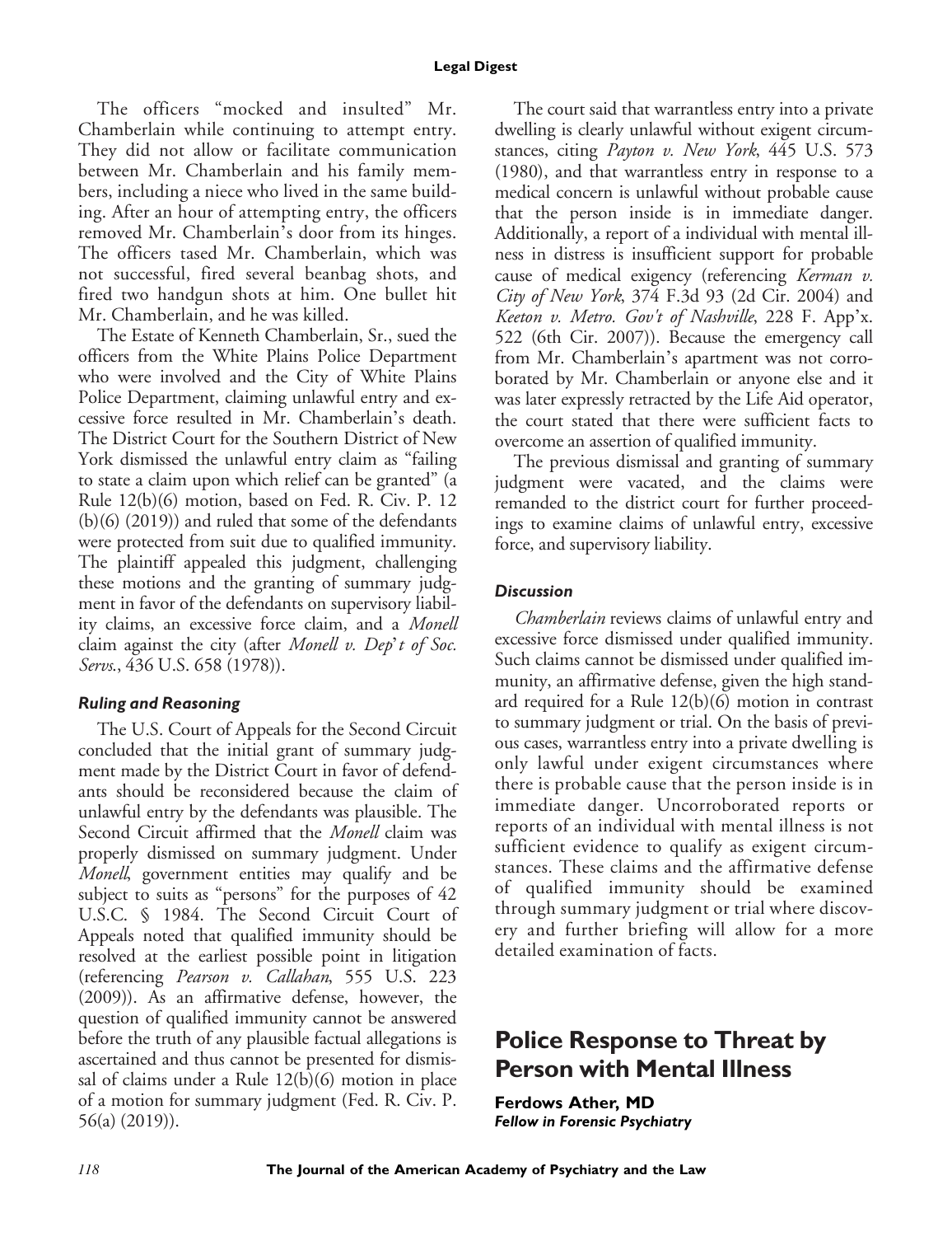The officers "mocked and insulted" Mr. Chamberlain while continuing to attempt entry. They did not allow or facilitate communication between Mr. Chamberlain and his family members, including a niece who lived in the same building. After an hour of attempting entry, the officers removed Mr. Chamberlain's door from its hinges. The officers tased Mr. Chamberlain, which was not successful, fired several beanbag shots, and fired two handgun shots at him. One bullet hit Mr. Chamberlain, and he was killed.

The Estate of Kenneth Chamberlain, Sr., sued the officers from the White Plains Police Department who were involved and the City of White Plains Police Department, claiming unlawful entry and excessive force resulted in Mr. Chamberlain's death. The District Court for the Southern District of New York dismissed the unlawful entry claim as "failing to state a claim upon which relief can be granted" (a Rule 12(b)(6) motion, based on Fed. R. Civ. P. 12 (b)(6) (2019)) and ruled that some of the defendants were protected from suit due to qualified immunity. The plaintiff appealed this judgment, challenging these motions and the granting of summary judgment in favor of the defendants on supervisory liability claims, an excessive force claim, and a *Monell* claim against the city (after *Monell v. Dep't of Soc. Servs.*, 436 U.S. 658 (1978)).

### *Ruling and Reasoning*

The U.S. Court of Appeals for the Second Circuit concluded that the initial grant of summary judgment made by the District Court in favor of defendants should be reconsidered because the claim of unlawful entry by the defendants was plausible. The Second Circuit affirmed that the *Monell* claim was properly dismissed on summary judgment. Under *Monell*, government entities may qualify and be subject to suits as "persons" for the purposes of 42 U.S.C. § 1984. The Second Circuit Court of Appeals noted that qualified immunity should be resolved at the earliest possible point in litigation (referencing *Pearson v. Callahan*, 555 U.S. 223 (2009)). As an affirmative defense, however, the question of qualified immunity cannot be answered before the truth of any plausible factual allegations is ascertained and thus cannot be presented for dismissal of claims under a Rule 12(b)(6) motion in place of a motion for summary judgment (Fed. R. Civ. P. 56(a) (2019)).

The court said that warrantless entry into a private dwelling is clearly unlawful without exigent circumstances, citing *Payton v. New York*, 445 U.S. 573 (1980), and that warrantless entry in response to a medical concern is unlawful without probable cause that the person inside is in immediate danger. Additionally, a report of a individual with mental illness in distress is insufficient support for probable cause of medical exigency (referencing *Kerman v. City of New York*, 374 F.3d 93 (2d Cir. 2004) and *Keeton v. Metro. Gov't of Nashville*, 228 F. App'x. 522 (6th Cir. 2007)). Because the emergency call from Mr. Chamberlain's apartment was not corroborated by Mr. Chamberlain or anyone else and it was later expressly retracted by the Life Aid operator, the court stated that there were sufficient facts to overcome an assertion of qualified immunity.

The previous dismissal and granting of summary judgment were vacated, and the claims were remanded to the district court for further proceedings to examine claims of unlawful entry, excessive force, and supervisory liability.

### *Discussion*

*Chamberlain* reviews claims of unlawful entry and excessive force dismissed under qualified immunity. Such claims cannot be dismissed under qualified immunity, an affirmative defense, given the high standard required for a Rule 12(b)(6) motion in contrast to summary judgment or trial. On the basis of previous cases, warrantless entry into a private dwelling is only lawful under exigent circumstances where there is probable cause that the person inside is in immediate danger. Uncorroborated reports or reports of an individual with mental illness is not sufficient evidence to qualify as exigent circumstances. These claims and the affirmative defense of qualified immunity should be examined through summary judgment or trial where discovery and further briefing will allow for a more detailed examination of facts.

## Police Response to Threat by Person with Mental Illness

**Ferdows Ather, MD**
***Fellow in Forensic Psychiatry***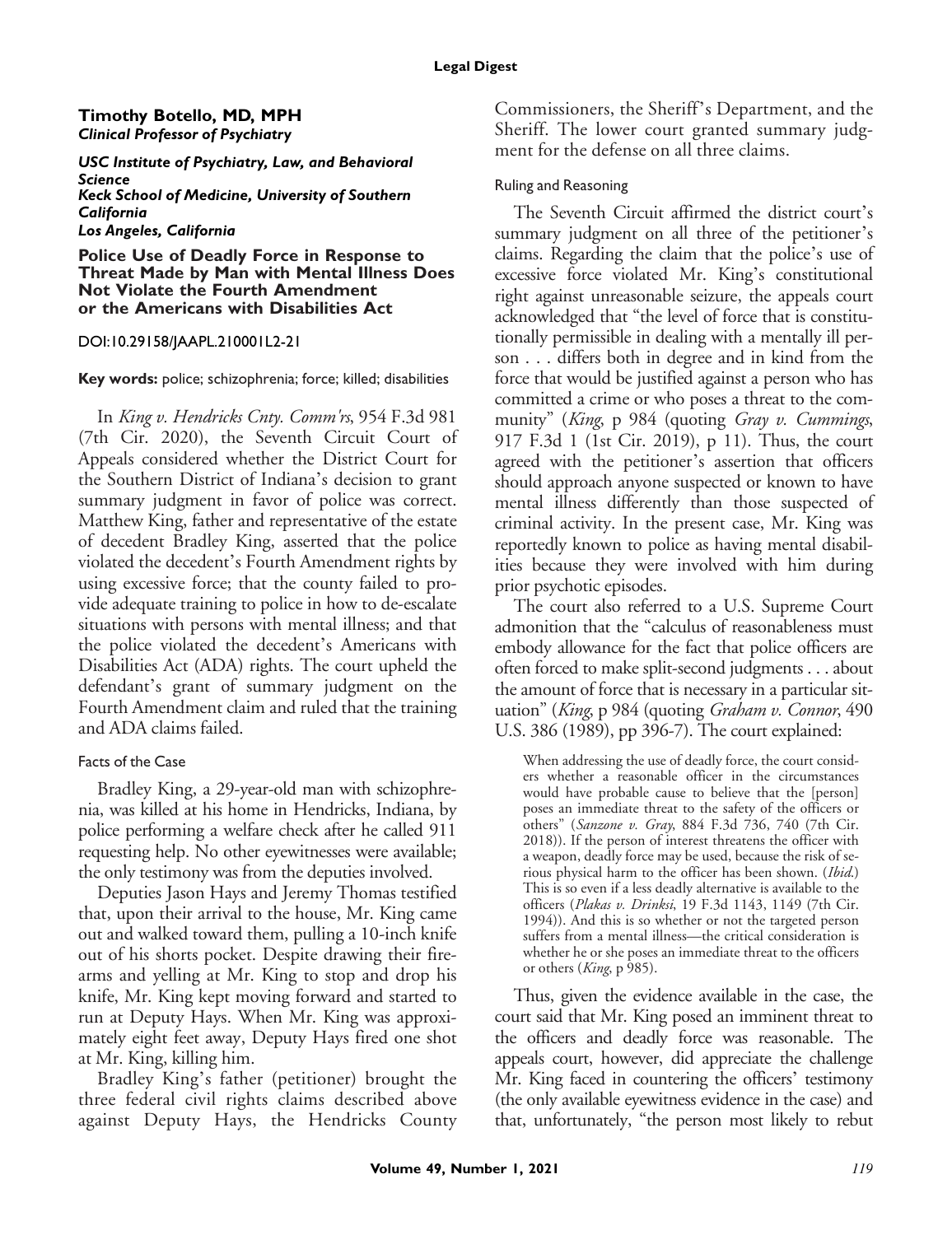**Timothy Botello, MD, MPH**
***Clinical Professor of Psychiatry***

***USC Institute of Psychiatry, Law, and Behavioral Science***
***Keck School of Medicine, University of Southern California***
***Los Angeles, California***

## Police Use of Deadly Force in Response to Threat Made by Man with Mental Illness Does Not Violate the Fourth Amendment or the Americans with Disabilities Act

DOI:10.29158/JAAPL.210001L2-21

**Key words:** police; schizophrenia; force; killed; disabilities

In *King v. Hendricks Cnty. Comm'rs*, 954 F.3d 981 (7th Cir. 2020), the Seventh Circuit Court of Appeals considered whether the District Court for the Southern District of Indiana's decision to grant summary judgment in favor of police was correct. Matthew King, father and representative of the estate of decedent Bradley King, asserted that the police violated the decedent's Fourth Amendment rights by using excessive force; that the county failed to provide adequate training to police in how to de-escalate situations with persons with mental illness; and that the police violated the decedent's Americans with Disabilities Act (ADA) rights. The court upheld the defendant's grant of summary judgment on the Fourth Amendment claim and ruled that the training and ADA claims failed.

### Facts of the Case

Bradley King, a 29-year-old man with schizophrenia, was killed at his home in Hendricks, Indiana, by police performing a welfare check after he called 911 requesting help. No other eyewitnesses were available; the only testimony was from the deputies involved.

Deputies Jason Hays and Jeremy Thomas testified that, upon their arrival to the house, Mr. King came out and walked toward them, pulling a 10-inch knife out of his shorts pocket. Despite drawing their firearms and yelling at Mr. King to stop and drop his knife, Mr. King kept moving forward and started to run at Deputy Hays. When Mr. King was approximately eight feet away, Deputy Hays fired one shot at Mr. King, killing him.

Bradley King's father (petitioner) brought the three federal civil rights claims described above against Deputy Hays, the Hendricks County Commissioners, the Sheriff's Department, and the Sheriff. The lower court granted summary judgment for the defense on all three claims.

### Ruling and Reasoning

The Seventh Circuit affirmed the district court's summary judgment on all three of the petitioner's claims. Regarding the claim that the police's use of excessive force violated Mr. King's constitutional right against unreasonable seizure, the appeals court acknowledged that "the level of force that is constitutionally permissible in dealing with a mentally ill person . . . differs both in degree and in kind from the force that would be justified against a person who has committed a crime or who poses a threat to the community" (*King*, p 984 (quoting *Gray v. Cummings*, 917 F.3d 1 (1st Cir. 2019), p 11). Thus, the court agreed with the petitioner's assertion that officers should approach anyone suspected or known to have mental illness differently than those suspected of criminal activity. In the present case, Mr. King was reportedly known to police as having mental disabilities because they were involved with him during prior psychotic episodes.

The court also referred to a U.S. Supreme Court admonition that the "calculus of reasonableness must embody allowance for the fact that police officers are often forced to make split-second judgments . . . about the amount of force that is necessary in a particular situation" (*King*, p 984 (quoting *Graham v. Connor*, 490 U.S. 386 (1989), pp 396-7). The court explained:

> When addressing the use of deadly force, the court considers whether a reasonable officer in the circumstances would have probable cause to believe that the [person] poses an immediate threat to the safety of the officers or others" (*Sanzone v. Gray*, 884 F.3d 736, 740 (7th Cir. 2018)). If the person of interest threatens the officer with a weapon, deadly force may be used, because the risk of serious physical harm to the officer has been shown. (*Ibid.*) This is so even if a less deadly alternative is available to the officers (*Plakas v. Drinksi*, 19 F.3d 1143, 1149 (7th Cir. 1994)). And this is so whether or not the targeted person suffers from a mental illness—the critical consideration is whether he or she poses an immediate threat to the officers or others (*King*, p 985).

Thus, given the evidence available in the case, the court said that Mr. King posed an imminent threat to the officers and deadly force was reasonable. The appeals court, however, did appreciate the challenge Mr. King faced in countering the officers' testimony (the only available eyewitness evidence in the case) and that, unfortunately, "the person most likely to rebut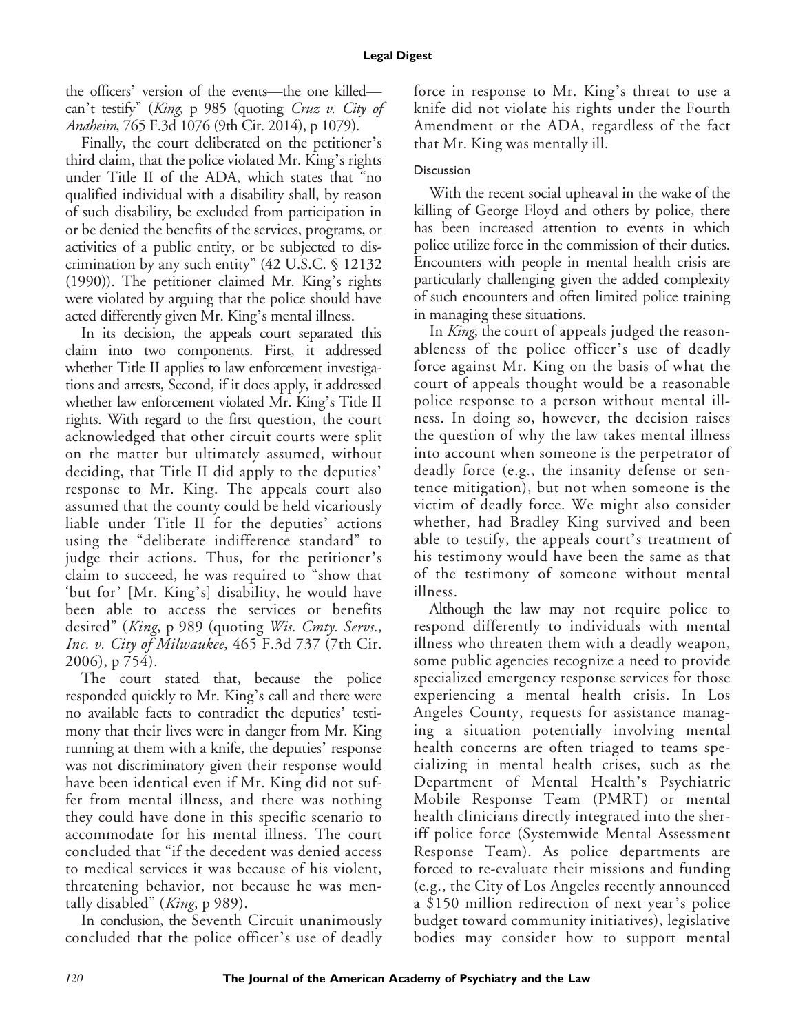the officers' version of the events—the one killed—can't testify" (*King*, p 985 (quoting *Cruz v. City of Anaheim*, 765 F.3d 1076 (9th Cir. 2014), p 1079).

Finally, the court deliberated on the petitioner's third claim, that the police violated Mr. King's rights under Title II of the ADA, which states that "no qualified individual with a disability shall, by reason of such disability, be excluded from participation in or be denied the benefits of the services, programs, or activities of a public entity, or be subjected to discrimination by any such entity" (42 U.S.C. § 12132 (1990)). The petitioner claimed Mr. King's rights were violated by arguing that the police should have acted differently given Mr. King's mental illness.

In its decision, the appeals court separated this claim into two components. First, it addressed whether Title II applies to law enforcement investigations and arrests, Second, if it does apply, it addressed whether law enforcement violated Mr. King's Title II rights. With regard to the first question, the court acknowledged that other circuit courts were split on the matter but ultimately assumed, without deciding, that Title II did apply to the deputies' response to Mr. King. The appeals court also assumed that the county could be held vicariously liable under Title II for the deputies' actions using the "deliberate indifference standard" to judge their actions. Thus, for the petitioner's claim to succeed, he was required to "show that 'but for' [Mr. King's] disability, he would have been able to access the services or benefits desired" (*King*, p 989 (quoting *Wis. Cmty. Servs., Inc. v. City of Milwaukee*, 465 F.3d 737 (7th Cir. 2006), p 754).

The court stated that, because the police responded quickly to Mr. King's call and there were no available facts to contradict the deputies' testimony that their lives were in danger from Mr. King running at them with a knife, the deputies' response was not discriminatory given their response would have been identical even if Mr. King did not suffer from mental illness, and there was nothing they could have done in this specific scenario to accommodate for his mental illness. The court concluded that "if the decedent was denied access to medical services it was because of his violent, threatening behavior, not because he was mentally disabled" (*King*, p 989).

In conclusion, the Seventh Circuit unanimously concluded that the police officer's use of deadly force in response to Mr. King's threat to use a knife did not violate his rights under the Fourth Amendment or the ADA, regardless of the fact that Mr. King was mentally ill.

### Discussion

With the recent social upheaval in the wake of the killing of George Floyd and others by police, there has been increased attention to events in which police utilize force in the commission of their duties. Encounters with people in mental health crisis are particularly challenging given the added complexity of such encounters and often limited police training in managing these situations.

In *King*, the court of appeals judged the reasonableness of the police officer's use of deadly force against Mr. King on the basis of what the court of appeals thought would be a reasonable police response to a person without mental illness. In doing so, however, the decision raises the question of why the law takes mental illness into account when someone is the perpetrator of deadly force (e.g., the insanity defense or sentence mitigation), but not when someone is the victim of deadly force. We might also consider whether, had Bradley King survived and been able to testify, the appeals court's treatment of his testimony would have been the same as that of the testimony of someone without mental illness.

Although the law may not require police to respond differently to individuals with mental illness who threaten them with a deadly weapon, some public agencies recognize a need to provide specialized emergency response services for those experiencing a mental health crisis. In Los Angeles County, requests for assistance managing a situation potentially involving mental health concerns are often triaged to teams specializing in mental health crises, such as the Department of Mental Health's Psychiatric Mobile Response Team (PMRT) or mental health clinicians directly integrated into the sheriff police force (Systemwide Mental Assessment Response Team). As police departments are forced to re-evaluate their missions and funding (e.g., the City of Los Angeles recently announced a $150 million redirection of next year's police budget toward community initiatives), legislative bodies may consider how to support mental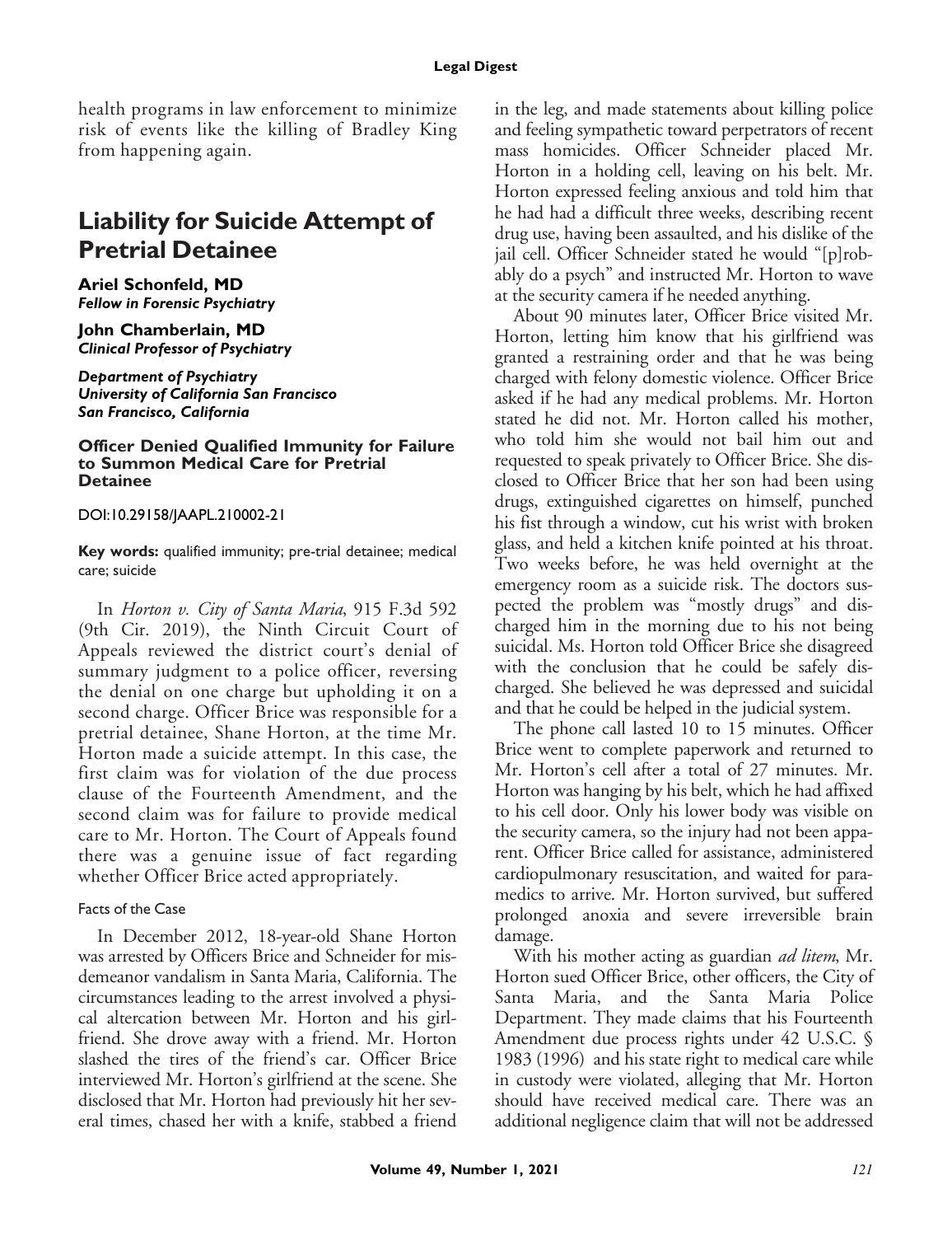health programs in law enforcement to minimize risk of events like the killing of Bradley King from happening again.

# Liability for Suicide Attempt of Pretrial Detainee

**Ariel Schonfeld, MD**
***Fellow in Forensic Psychiatry***

**John Chamberlain, MD**
***Clinical Professor of Psychiatry***

***Department of Psychiatry***
***University of California San Francisco***
***San Francisco, California***

**Officer Denied Qualified Immunity for Failure to Summon Medical Care for Pretrial Detainee**

DOI:10.29158/JAAPL.210002-21

**Key words:** qualified immunity; pre-trial detainee; medical care; suicide

In *Horton v. City of Santa Maria*, 915 F.3d 592 (9th Cir. 2019), the Ninth Circuit Court of Appeals reviewed the district court's denial of summary judgment to a police officer, reversing the denial on one charge but upholding it on a second charge. Officer Brice was responsible for a pretrial detainee, Shane Horton, at the time Mr. Horton made a suicide attempt. In this case, the first claim was for violation of the due process clause of the Fourteenth Amendment, and the second claim was for failure to provide medical care to Mr. Horton. The Court of Appeals found there was a genuine issue of fact regarding whether Officer Brice acted appropriately.

## Facts of the Case

In December 2012, 18-year-old Shane Horton was arrested by Officers Brice and Schneider for misdemeanor vandalism in Santa Maria, California. The circumstances leading to the arrest involved a physical altercation between Mr. Horton and his girlfriend. She drove away with a friend. Mr. Horton slashed the tires of the friend's car. Officer Brice interviewed Mr. Horton's girlfriend at the scene. She disclosed that Mr. Horton had previously hit her several times, chased her with a knife, stabbed a friend in the leg, and made statements about killing police and feeling sympathetic toward perpetrators of recent mass homicides. Officer Schneider placed Mr. Horton in a holding cell, leaving on his belt. Mr. Horton expressed feeling anxious and told him that he had had a difficult three weeks, describing recent drug use, having been assaulted, and his dislike of the jail cell. Officer Schneider stated he would "[p]robably do a psych" and instructed Mr. Horton to wave at the security camera if he needed anything.

About 90 minutes later, Officer Brice visited Mr. Horton, letting him know that his girlfriend was granted a restraining order and that he was being charged with felony domestic violence. Officer Brice asked if he had any medical problems. Mr. Horton stated he did not. Mr. Horton called his mother, who told him she would not bail him out and requested to speak privately to Officer Brice. She disclosed to Officer Brice that her son had been using drugs, extinguished cigarettes on himself, punched his fist through a window, cut his wrist with broken glass, and held a kitchen knife pointed at his throat. Two weeks before, he was held overnight at the emergency room as a suicide risk. The doctors suspected the problem was "mostly drugs" and discharged him in the morning due to his not being suicidal. Ms. Horton told Officer Brice she disagreed with the conclusion that he could be safely discharged. She believed he was depressed and suicidal and that he could be helped in the judicial system.

The phone call lasted 10 to 15 minutes. Officer Brice went to complete paperwork and returned to Mr. Horton's cell after a total of 27 minutes. Mr. Horton was hanging by his belt, which he had affixed to his cell door. Only his lower body was visible on the security camera, so the injury had not been apparent. Officer Brice called for assistance, administered cardiopulmonary resuscitation, and waited for paramedics to arrive. Mr. Horton survived, but suffered prolonged anoxia and severe irreversible brain damage.

With his mother acting as guardian *ad litem*, Mr. Horton sued Officer Brice, other officers, the City of Santa Maria, and the Santa Maria Police Department. They made claims that his Fourteenth Amendment due process rights under 42 U.S.C. § 1983 (1996) and his state right to medical care while in custody were violated, alleging that Mr. Horton should have received medical care. There was an additional negligence claim that will not be addressed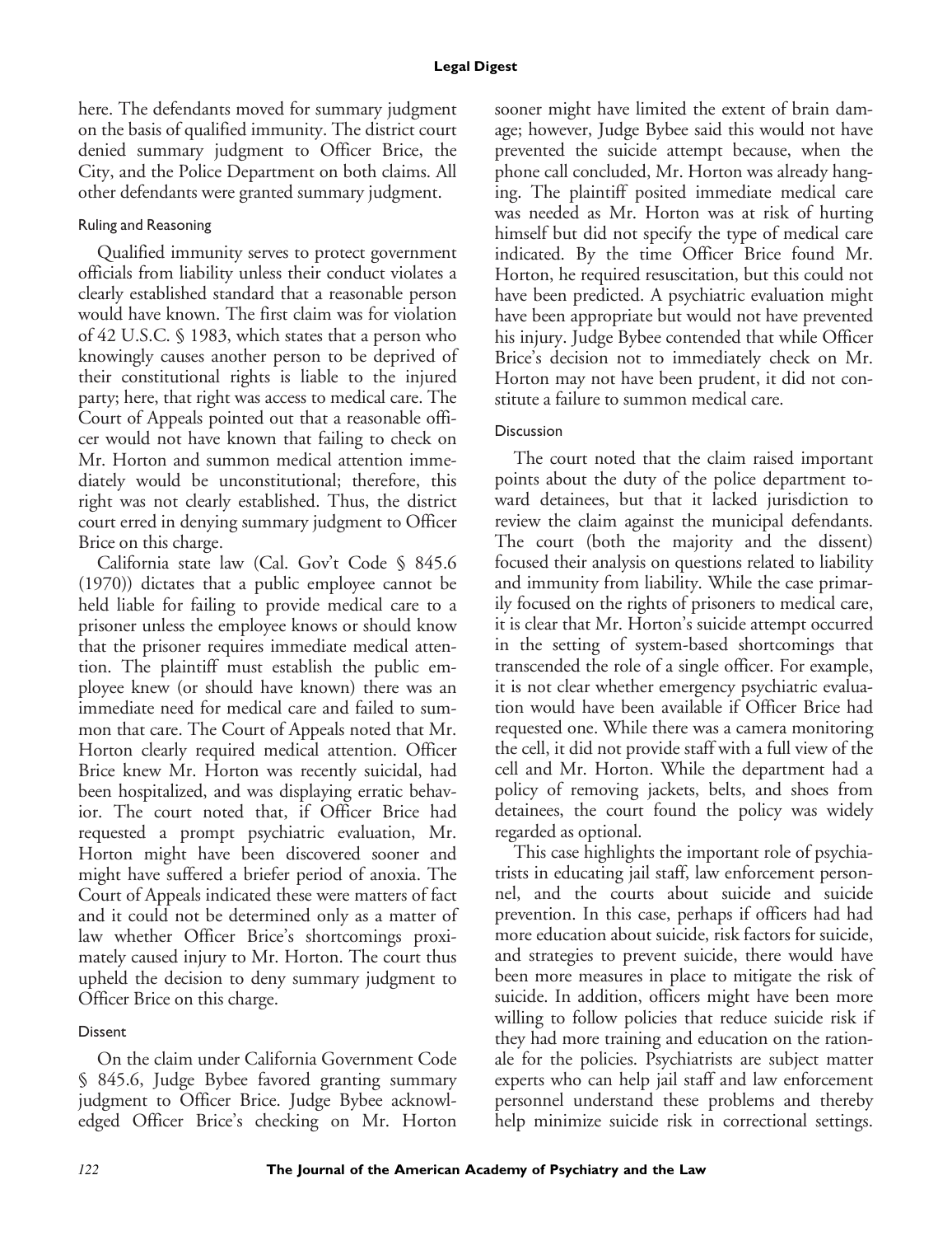here. The defendants moved for summary judgment on the basis of qualified immunity. The district court denied summary judgment to Officer Brice, the City, and the Police Department on both claims. All other defendants were granted summary judgment.

### Ruling and Reasoning

Qualified immunity serves to protect government officials from liability unless their conduct violates a clearly established standard that a reasonable person would have known. The first claim was for violation of 42 U.S.C. § 1983, which states that a person who knowingly causes another person to be deprived of their constitutional rights is liable to the injured party; here, that right was access to medical care. The Court of Appeals pointed out that a reasonable officer would not have known that failing to check on Mr. Horton and summon medical attention immediately would be unconstitutional; therefore, this right was not clearly established. Thus, the district court erred in denying summary judgment to Officer Brice on this charge.

California state law (Cal. Gov't Code § 845.6 (1970)) dictates that a public employee cannot be held liable for failing to provide medical care to a prisoner unless the employee knows or should know that the prisoner requires immediate medical attention. The plaintiff must establish the public employee knew (or should have known) there was an immediate need for medical care and failed to summon that care. The Court of Appeals noted that Mr. Horton clearly required medical attention. Officer Brice knew Mr. Horton was recently suicidal, had been hospitalized, and was displaying erratic behavior. The court noted that, if Officer Brice had requested a prompt psychiatric evaluation, Mr. Horton might have been discovered sooner and might have suffered a briefer period of anoxia. The Court of Appeals indicated these were matters of fact and it could not be determined only as a matter of law whether Officer Brice's shortcomings proximately caused injury to Mr. Horton. The court thus upheld the decision to deny summary judgment to Officer Brice on this charge.

### Dissent

On the claim under California Government Code § 845.6, Judge Bybee favored granting summary judgment to Officer Brice. Judge Bybee acknowledged Officer Brice's checking on Mr. Horton sooner might have limited the extent of brain damage; however, Judge Bybee said this would not have prevented the suicide attempt because, when the phone call concluded, Mr. Horton was already hanging. The plaintiff posited immediate medical care was needed as Mr. Horton was at risk of hurting himself but did not specify the type of medical care indicated. By the time Officer Brice found Mr. Horton, he required resuscitation, but this could not have been predicted. A psychiatric evaluation might have been appropriate but would not have prevented his injury. Judge Bybee contended that while Officer Brice's decision not to immediately check on Mr. Horton may not have been prudent, it did not constitute a failure to summon medical care.

### Discussion

The court noted that the claim raised important points about the duty of the police department toward detainees, but that it lacked jurisdiction to review the claim against the municipal defendants. The court (both the majority and the dissent) focused their analysis on questions related to liability and immunity from liability. While the case primarily focused on the rights of prisoners to medical care, it is clear that Mr. Horton's suicide attempt occurred in the setting of system-based shortcomings that transcended the role of a single officer. For example, it is not clear whether emergency psychiatric evaluation would have been available if Officer Brice had requested one. While there was a camera monitoring the cell, it did not provide staff with a full view of the cell and Mr. Horton. While the department had a policy of removing jackets, belts, and shoes from detainees, the court found the policy was widely regarded as optional.

This case highlights the important role of psychiatrists in educating jail staff, law enforcement personnel, and the courts about suicide and suicide prevention. In this case, perhaps if officers had had more education about suicide, risk factors for suicide, and strategies to prevent suicide, there would have been more measures in place to mitigate the risk of suicide. In addition, officers might have been more willing to follow policies that reduce suicide risk if they had more training and education on the rationale for the policies. Psychiatrists are subject matter experts who can help jail staff and law enforcement personnel understand these problems and thereby help minimize suicide risk in correctional settings.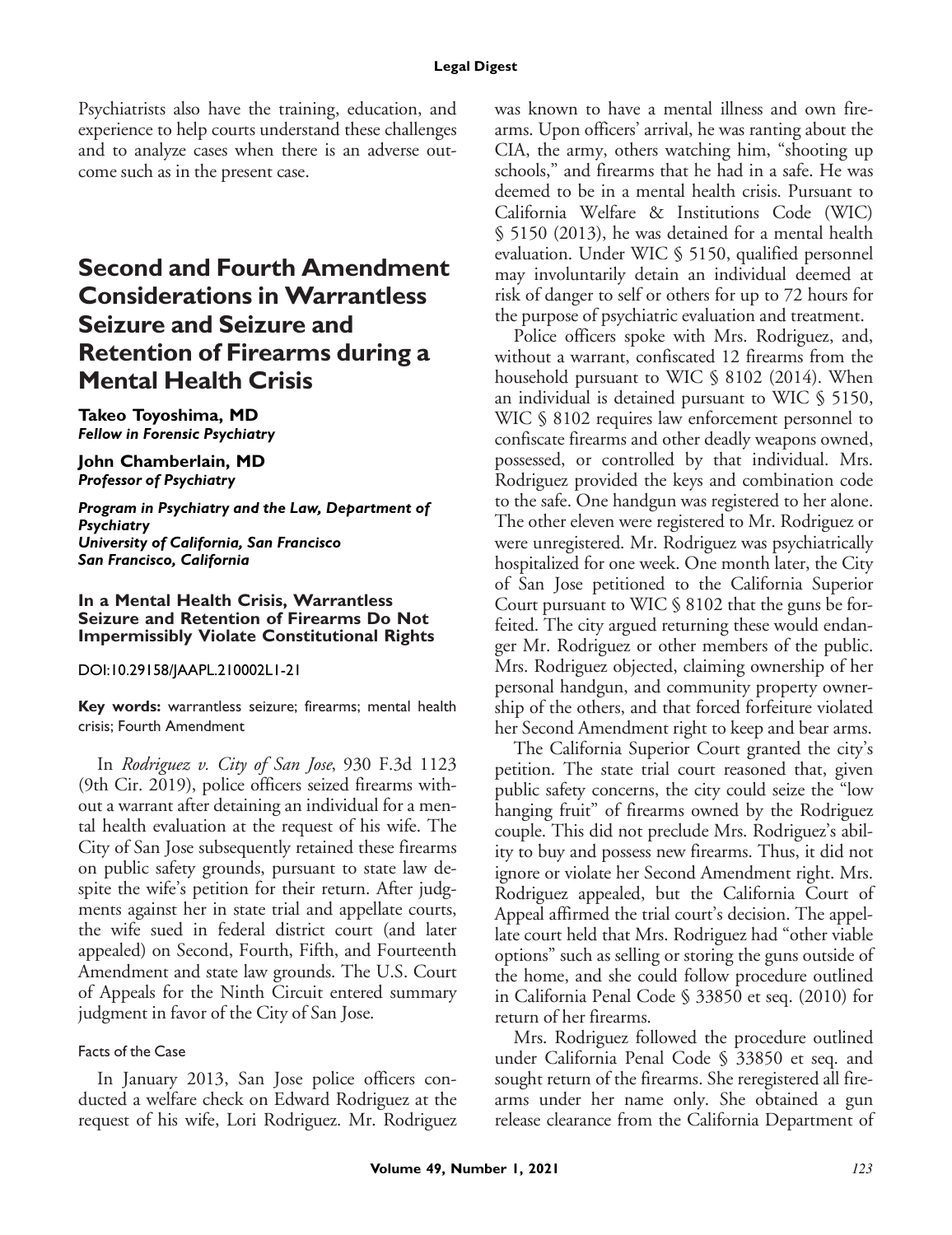Psychiatrists also have the training, education, and experience to help courts understand these challenges and to analyze cases when there is an adverse outcome such as in the present case.

## Second and Fourth Amendment Considerations in Warrantless Seizure and Seizure and Retention of Firearms during a Mental Health Crisis

**Takeo Toyoshima, MD**
***Fellow in Forensic Psychiatry***

**John Chamberlain, MD**
***Professor of Psychiatry***

***Program in Psychiatry and the Law, Department of Psychiatry***
***University of California, San Francisco***
***San Francisco, California***

### In a Mental Health Crisis, Warrantless Seizure and Retention of Firearms Do Not Impermissibly Violate Constitutional Rights

DOI:10.29158/JAAPL.210002L1-21

**Key words:** warrantless seizure; firearms; mental health crisis; Fourth Amendment

In *Rodriguez v. City of San Jose*, 930 F.3d 1123 (9th Cir. 2019), police officers seized firearms without a warrant after detaining an individual for a mental health evaluation at the request of his wife. The City of San Jose subsequently retained these firearms on public safety grounds, pursuant to state law despite the wife's petition for their return. After judgments against her in state trial and appellate courts, the wife sued in federal district court (and later appealed) on Second, Fourth, Fifth, and Fourteenth Amendment and state law grounds. The U.S. Court of Appeals for the Ninth Circuit entered summary judgment in favor of the City of San Jose.

#### Facts of the Case

In January 2013, San Jose police officers conducted a welfare check on Edward Rodriguez at the request of his wife, Lori Rodriguez. Mr. Rodriguez was known to have a mental illness and own firearms. Upon officers' arrival, he was ranting about the CIA, the army, others watching him, "shooting up schools," and firearms that he had in a safe. He was deemed to be in a mental health crisis. Pursuant to California Welfare & Institutions Code (WIC) § 5150 (2013), he was detained for a mental health evaluation. Under WIC § 5150, qualified personnel may involuntarily detain an individual deemed at risk of danger to self or others for up to 72 hours for the purpose of psychiatric evaluation and treatment.

Police officers spoke with Mrs. Rodriguez, and, without a warrant, confiscated 12 firearms from the household pursuant to WIC § 8102 (2014). When an individual is detained pursuant to WIC § 5150, WIC § 8102 requires law enforcement personnel to confiscate firearms and other deadly weapons owned, possessed, or controlled by that individual. Mrs. Rodriguez provided the keys and combination code to the safe. One handgun was registered to her alone. The other eleven were registered to Mr. Rodriguez or were unregistered. Mr. Rodriguez was psychiatrically hospitalized for one week. One month later, the City of San Jose petitioned to the California Superior Court pursuant to WIC § 8102 that the guns be forfeited. The city argued returning these would endanger Mr. Rodriguez or other members of the public. Mrs. Rodriguez objected, claiming ownership of her personal handgun, and community property ownership of the others, and that forced forfeiture violated her Second Amendment right to keep and bear arms.

The California Superior Court granted the city's petition. The state trial court reasoned that, given public safety concerns, the city could seize the "low hanging fruit" of firearms owned by the Rodriguez couple. This did not preclude Mrs. Rodriguez's ability to buy and possess new firearms. Thus, it did not ignore or violate her Second Amendment right. Mrs. Rodriguez appealed, but the California Court of Appeal affirmed the trial court's decision. The appellate court held that Mrs. Rodriguez had "other viable options" such as selling or storing the guns outside of the home, and she could follow procedure outlined in California Penal Code § 33850 et seq. (2010) for return of her firearms.

Mrs. Rodriguez followed the procedure outlined under California Penal Code § 33850 et seq. and sought return of the firearms. She reregistered all firearms under her name only. She obtained a gun release clearance from the California Department of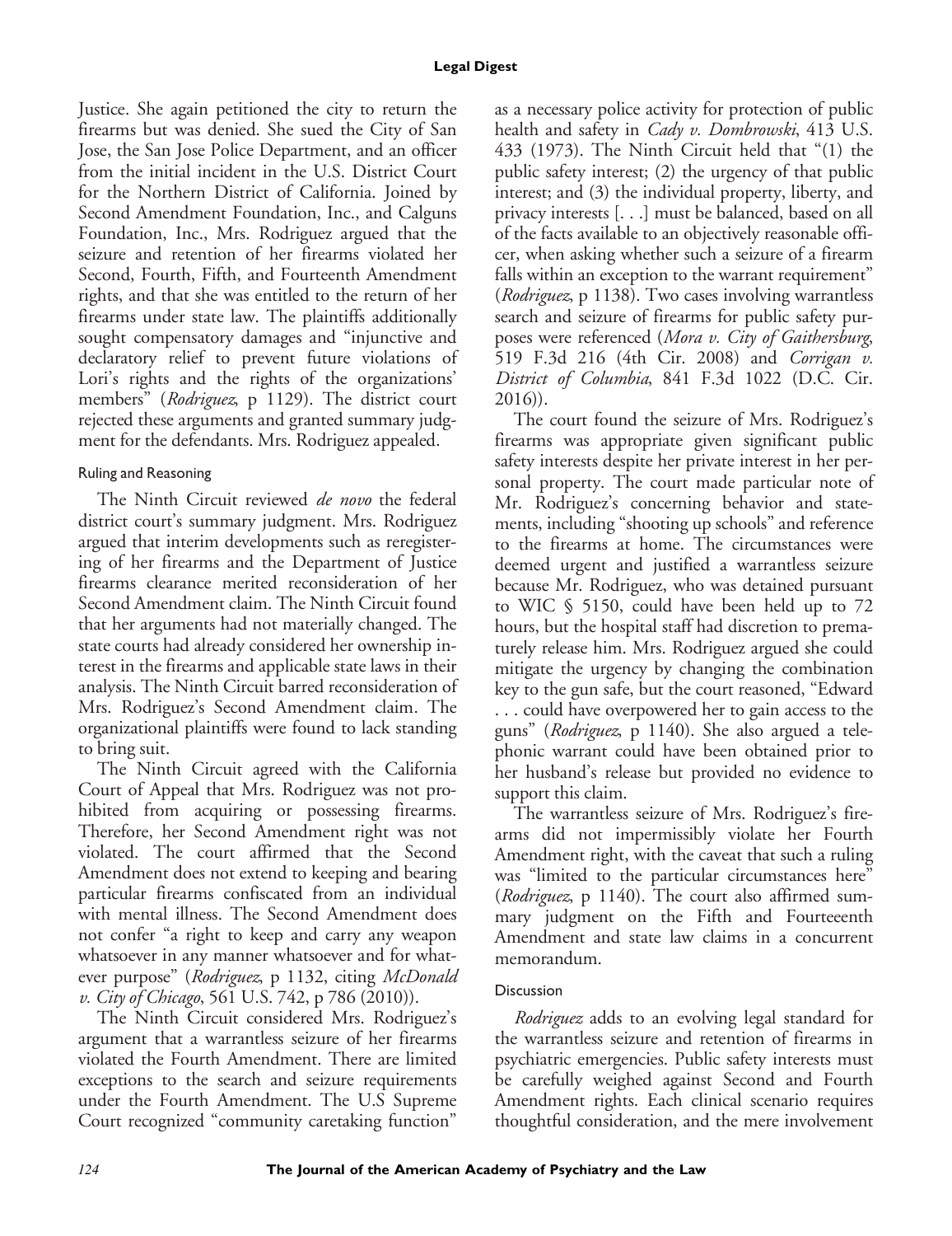Justice. She again petitioned the city to return the firearms but was denied. She sued the City of San Jose, the San Jose Police Department, and an officer from the initial incident in the U.S. District Court for the Northern District of California. Joined by Second Amendment Foundation, Inc., and Calguns Foundation, Inc., Mrs. Rodriguez argued that the seizure and retention of her firearms violated her Second, Fourth, Fifth, and Fourteenth Amendment rights, and that she was entitled to the return of her firearms under state law. The plaintiffs additionally sought compensatory damages and "injunctive and declaratory relief to prevent future violations of Lori's rights and the rights of the organizations' members" (*Rodriguez*, p 1129). The district court rejected these arguments and granted summary judgment for the defendants. Mrs. Rodriguez appealed.

### Ruling and Reasoning

The Ninth Circuit reviewed *de novo* the federal district court's summary judgment. Mrs. Rodriguez argued that interim developments such as reregistering of her firearms and the Department of Justice firearms clearance merited reconsideration of her Second Amendment claim. The Ninth Circuit found that her arguments had not materially changed. The state courts had already considered her ownership interest in the firearms and applicable state laws in their analysis. The Ninth Circuit barred reconsideration of Mrs. Rodriguez's Second Amendment claim. The organizational plaintiffs were found to lack standing to bring suit.

The Ninth Circuit agreed with the California Court of Appeal that Mrs. Rodriguez was not prohibited from acquiring or possessing firearms. Therefore, her Second Amendment right was not violated. The court affirmed that the Second Amendment does not extend to keeping and bearing particular firearms confiscated from an individual with mental illness. The Second Amendment does not confer "a right to keep and carry any weapon whatsoever in any manner whatsoever and for whatever purpose" (*Rodriguez*, p 1132, citing *McDonald v. City of Chicago*, 561 U.S. 742, p 786 (2010)).

The Ninth Circuit considered Mrs. Rodriguez's argument that a warrantless seizure of her firearms violated the Fourth Amendment. There are limited exceptions to the search and seizure requirements under the Fourth Amendment. The U.S Supreme Court recognized "community caretaking function" as a necessary police activity for protection of public health and safety in *Cady v. Dombrowski*, 413 U.S. 433 (1973). The Ninth Circuit held that "(1) the public safety interest; (2) the urgency of that public interest; and (3) the individual property, liberty, and privacy interests [. . .] must be balanced, based on all of the facts available to an objectively reasonable officer, when asking whether such a seizure of a firearm falls within an exception to the warrant requirement" (*Rodriguez*, p 1138). Two cases involving warrantless search and seizure of firearms for public safety purposes were referenced (*Mora v. City of Gaithersburg*, 519 F.3d 216 (4th Cir. 2008) and *Corrigan v. District of Columbia*, 841 F.3d 1022 (D.C. Cir. 2016)).

The court found the seizure of Mrs. Rodriguez's firearms was appropriate given significant public safety interests despite her private interest in her personal property. The court made particular note of Mr. Rodriguez's concerning behavior and statements, including "shooting up schools" and reference to the firearms at home. The circumstances were deemed urgent and justified a warrantless seizure because Mr. Rodriguez, who was detained pursuant to WIC § 5150, could have been held up to 72 hours, but the hospital staff had discretion to prematurely release him. Mrs. Rodriguez argued she could mitigate the urgency by changing the combination key to the gun safe, but the court reasoned, "Edward . . . could have overpowered her to gain access to the guns" (*Rodriguez*, p 1140). She also argued a telephonic warrant could have been obtained prior to her husband's release but provided no evidence to support this claim.

The warrantless seizure of Mrs. Rodriguez's firearms did not impermissibly violate her Fourth Amendment right, with the caveat that such a ruling was "limited to the particular circumstances here" (*Rodriguez*, p 1140). The court also affirmed summary judgment on the Fifth and Fourteeenth Amendment and state law claims in a concurrent memorandum.

### Discussion

*Rodriguez* adds to an evolving legal standard for the warrantless seizure and retention of firearms in psychiatric emergencies. Public safety interests must be carefully weighed against Second and Fourth Amendment rights. Each clinical scenario requires thoughtful consideration, and the mere involvement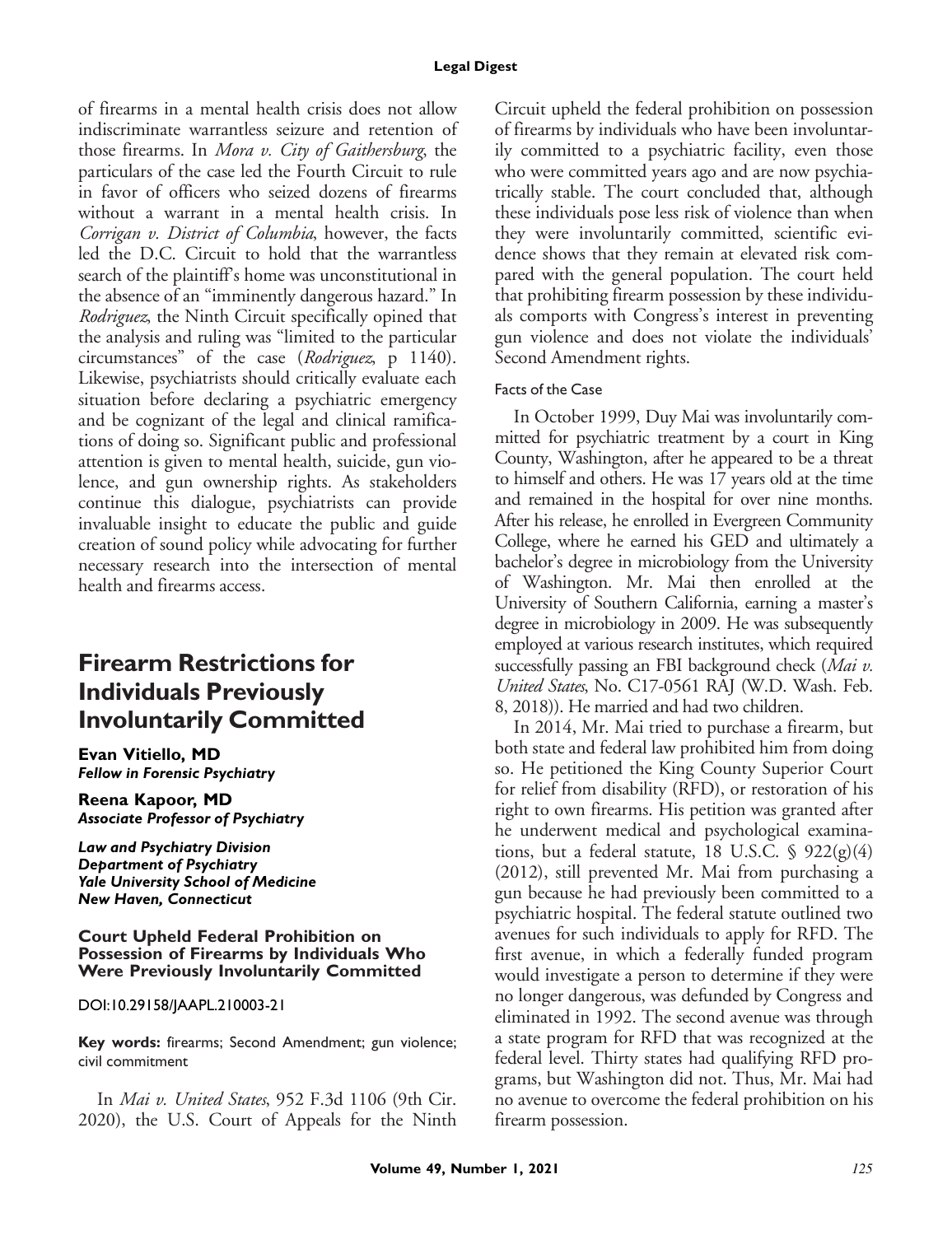of firearms in a mental health crisis does not allow indiscriminate warrantless seizure and retention of those firearms. In *Mora v. City of Gaithersburg*, the particulars of the case led the Fourth Circuit to rule in favor of officers who seized dozens of firearms without a warrant in a mental health crisis. In *Corrigan v. District of Columbia*, however, the facts led the D.C. Circuit to hold that the warrantless search of the plaintiff's home was unconstitutional in the absence of an "imminently dangerous hazard." In *Rodriguez*, the Ninth Circuit specifically opined that the analysis and ruling was "limited to the particular circumstances" of the case (*Rodriguez*, p 1140). Likewise, psychiatrists should critically evaluate each situation before declaring a psychiatric emergency and be cognizant of the legal and clinical ramifications of doing so. Significant public and professional attention is given to mental health, suicide, gun violence, and gun ownership rights. As stakeholders continue this dialogue, psychiatrists can provide invaluable insight to educate the public and guide creation of sound policy while advocating for further necessary research into the intersection of mental health and firearms access.

# Firearm Restrictions for Individuals Previously Involuntarily Committed

**Evan Vitiello, MD**
***Fellow in Forensic Psychiatry***

**Reena Kapoor, MD**
***Associate Professor of Psychiatry***

***Law and Psychiatry Division***
***Department of Psychiatry***
***Yale University School of Medicine***
***New Haven, Connecticut***

## Court Upheld Federal Prohibition on Possession of Firearms by Individuals Who Were Previously Involuntarily Committed

DOI:10.29158/JAAPL.210003-21

**Key words:** firearms; Second Amendment; gun violence; civil commitment

In *Mai v. United States*, 952 F.3d 1106 (9th Cir. 2020), the U.S. Court of Appeals for the Ninth Circuit upheld the federal prohibition on possession of firearms by individuals who have been involuntarily committed to a psychiatric facility, even those who were committed years ago and are now psychiatrically stable. The court concluded that, although these individuals pose less risk of violence than when they were involuntarily committed, scientific evidence shows that they remain at elevated risk compared with the general population. The court held that prohibiting firearm possession by these individuals comports with Congress's interest in preventing gun violence and does not violate the individuals' Second Amendment rights.

### Facts of the Case

In October 1999, Duy Mai was involuntarily committed for psychiatric treatment by a court in King County, Washington, after he appeared to be a threat to himself and others. He was 17 years old at the time and remained in the hospital for over nine months. After his release, he enrolled in Evergreen Community College, where he earned his GED and ultimately a bachelor's degree in microbiology from the University of Washington. Mr. Mai then enrolled at the University of Southern California, earning a master's degree in microbiology in 2009. He was subsequently employed at various research institutes, which required successfully passing an FBI background check (*Mai v. United States*, No. C17-0561 RAJ (W.D. Wash. Feb. 8, 2018)). He married and had two children.

In 2014, Mr. Mai tried to purchase a firearm, but both state and federal law prohibited him from doing so. He petitioned the King County Superior Court for relief from disability (RFD), or restoration of his right to own firearms. His petition was granted after he underwent medical and psychological examinations, but a federal statute, 18 U.S.C. § 922(g)(4) (2012), still prevented Mr. Mai from purchasing a gun because he had previously been committed to a psychiatric hospital. The federal statute outlined two avenues for such individuals to apply for RFD. The first avenue, in which a federally funded program would investigate a person to determine if they were no longer dangerous, was defunded by Congress and eliminated in 1992. The second avenue was through a state program for RFD that was recognized at the federal level. Thirty states had qualifying RFD programs, but Washington did not. Thus, Mr. Mai had no avenue to overcome the federal prohibition on his firearm possession.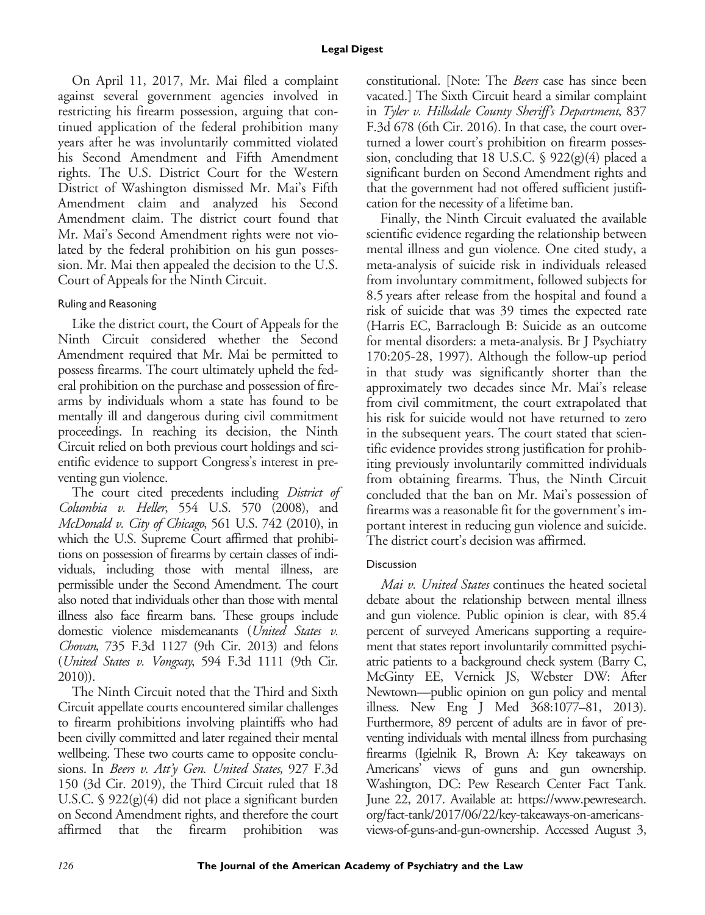On April 11, 2017, Mr. Mai filed a complaint against several government agencies involved in restricting his firearm possession, arguing that continued application of the federal prohibition many years after he was involuntarily committed violated his Second Amendment and Fifth Amendment rights. The U.S. District Court for the Western District of Washington dismissed Mr. Mai's Fifth Amendment claim and analyzed his Second Amendment claim. The district court found that Mr. Mai's Second Amendment rights were not violated by the federal prohibition on his gun possession. Mr. Mai then appealed the decision to the U.S. Court of Appeals for the Ninth Circuit.

### Ruling and Reasoning

Like the district court, the Court of Appeals for the Ninth Circuit considered whether the Second Amendment required that Mr. Mai be permitted to possess firearms. The court ultimately upheld the federal prohibition on the purchase and possession of firearms by individuals whom a state has found to be mentally ill and dangerous during civil commitment proceedings. In reaching its decision, the Ninth Circuit relied on both previous court holdings and scientific evidence to support Congress's interest in preventing gun violence.

The court cited precedents including *District of Columbia v. Heller*, 554 U.S. 570 (2008), and *McDonald v. City of Chicago*, 561 U.S. 742 (2010), in which the U.S. Supreme Court affirmed that prohibitions on possession of firearms by certain classes of individuals, including those with mental illness, are permissible under the Second Amendment. The court also noted that individuals other than those with mental illness also face firearm bans. These groups include domestic violence misdemeanants (*United States v. Chovan*, 735 F.3d 1127 (9th Cir. 2013) and felons (*United States v. Vongxay*, 594 F.3d 1111 (9th Cir. 2010)).

The Ninth Circuit noted that the Third and Sixth Circuit appellate courts encountered similar challenges to firearm prohibitions involving plaintiffs who had been civilly committed and later regained their mental wellbeing. These two courts came to opposite conclusions. In *Beers v. Att'y Gen. United States*, 927 F.3d 150 (3d Cir. 2019), the Third Circuit ruled that 18 U.S.C. § 922(g)(4) did not place a significant burden on Second Amendment rights, and therefore the court affirmed that the firearm prohibition was constitutional. [Note: The *Beers* case has since been vacated.] The Sixth Circuit heard a similar complaint in *Tyler v. Hillsdale County Sheriff's Department*, 837 F.3d 678 (6th Cir. 2016). In that case, the court overturned a lower court's prohibition on firearm possession, concluding that 18 U.S.C. § 922(g)(4) placed a significant burden on Second Amendment rights and that the government had not offered sufficient justification for the necessity of a lifetime ban.

Finally, the Ninth Circuit evaluated the available scientific evidence regarding the relationship between mental illness and gun violence. One cited study, a meta-analysis of suicide risk in individuals released from involuntary commitment, followed subjects for 8.5 years after release from the hospital and found a risk of suicide that was 39 times the expected rate (Harris EC, Barraclough B: Suicide as an outcome for mental disorders: a meta-analysis. Br J Psychiatry 170:205-28, 1997). Although the follow-up period in that study was significantly shorter than the approximately two decades since Mr. Mai's release from civil commitment, the court extrapolated that his risk for suicide would not have returned to zero in the subsequent years. The court stated that scientific evidence provides strong justification for prohibiting previously involuntarily committed individuals from obtaining firearms. Thus, the Ninth Circuit concluded that the ban on Mr. Mai's possession of firearms was a reasonable fit for the government's important interest in reducing gun violence and suicide. The district court's decision was affirmed.

### Discussion

*Mai v. United States* continues the heated societal debate about the relationship between mental illness and gun violence. Public opinion is clear, with 85.4 percent of surveyed Americans supporting a requirement that states report involuntarily committed psychiatric patients to a background check system (Barry C, McGinty EE, Vernick JS, Webster DW: After Newtown—public opinion on gun policy and mental illness. New Eng J Med 368:1077–81, 2013). Furthermore, 89 percent of adults are in favor of preventing individuals with mental illness from purchasing firearms (Igielnik R, Brown A: Key takeaways on Americans' views of guns and gun ownership. Washington, DC: Pew Research Center Fact Tank. June 22, 2017. Available at: https://www.pewresearch.org/fact-tank/2017/06/22/key-takeaways-on-americans-views-of-guns-and-gun-ownership. Accessed August 3,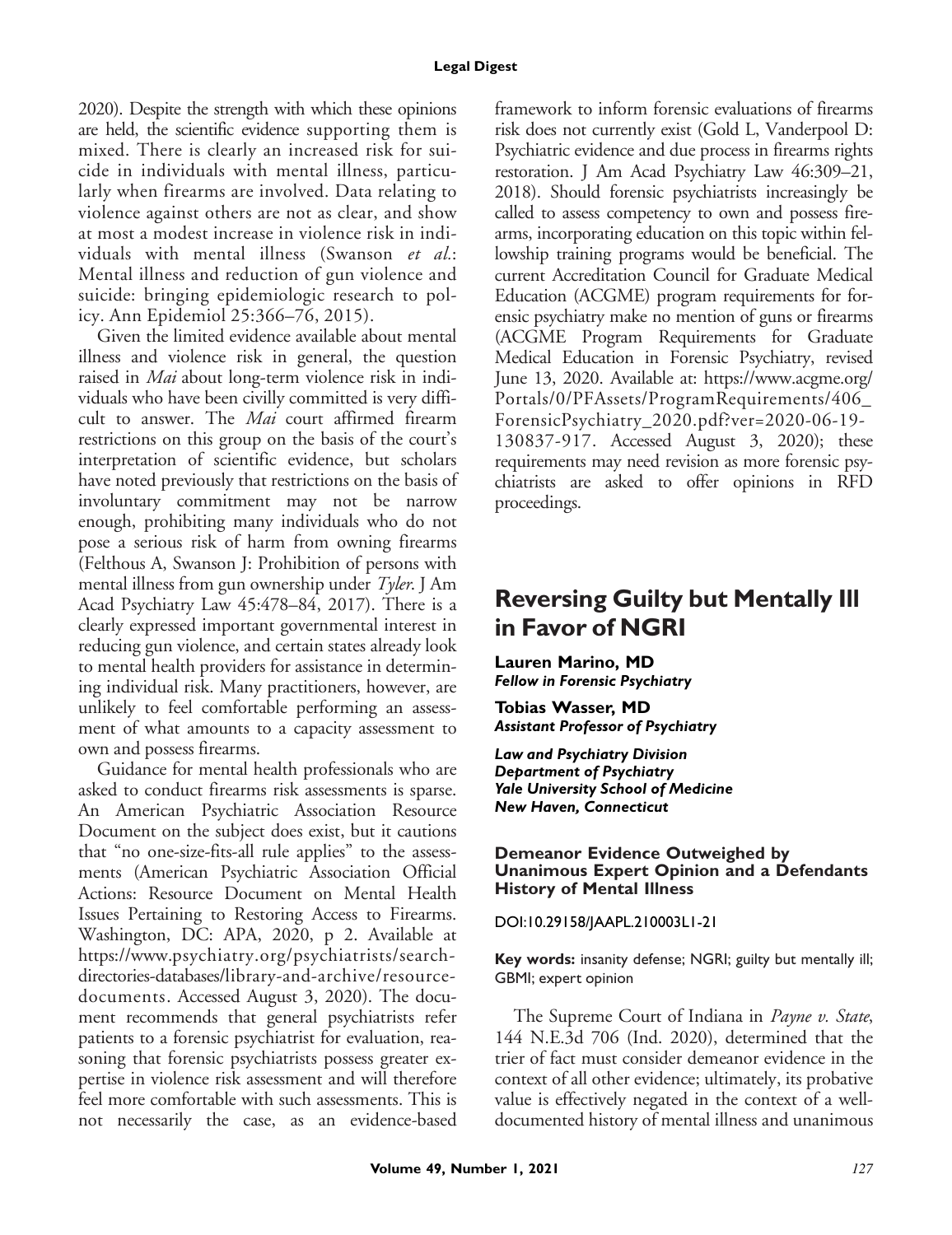2020). Despite the strength with which these opinions are held, the scientific evidence supporting them is mixed. There is clearly an increased risk for suicide in individuals with mental illness, particularly when firearms are involved. Data relating to violence against others are not as clear, and show at most a modest increase in violence risk in individuals with mental illness (Swanson *et al.*: Mental illness and reduction of gun violence and suicide: bringing epidemiologic research to policy. Ann Epidemiol 25:366–76, 2015).

Given the limited evidence available about mental illness and violence risk in general, the question raised in *Mai* about long-term violence risk in individuals who have been civilly committed is very difficult to answer. The *Mai* court affirmed firearm restrictions on this group on the basis of the court's interpretation of scientific evidence, but scholars have noted previously that restrictions on the basis of involuntary commitment may not be narrow enough, prohibiting many individuals who do not pose a serious risk of harm from owning firearms (Felthous A, Swanson J: Prohibition of persons with mental illness from gun ownership under *Tyler*. J Am Acad Psychiatry Law 45:478–84, 2017). There is a clearly expressed important governmental interest in reducing gun violence, and certain states already look to mental health providers for assistance in determining individual risk. Many practitioners, however, are unlikely to feel comfortable performing an assessment of what amounts to a capacity assessment to own and possess firearms.

Guidance for mental health professionals who are asked to conduct firearms risk assessments is sparse. An American Psychiatric Association Resource Document on the subject does exist, but it cautions that "no one-size-fits-all rule applies" to the assessments (American Psychiatric Association Official Actions: Resource Document on Mental Health Issues Pertaining to Restoring Access to Firearms. Washington, DC: APA, 2020, p 2. Available at https://www.psychiatry.org/psychiatrists/search-directories-databases/library-and-archive/resource-documents. Accessed August 3, 2020). The document recommends that general psychiatrists refer patients to a forensic psychiatrist for evaluation, reasoning that forensic psychiatrists possess greater expertise in violence risk assessment and will therefore feel more comfortable with such assessments. This is not necessarily the case, as an evidence-based framework to inform forensic evaluations of firearms risk does not currently exist (Gold L, Vanderpool D: Psychiatric evidence and due process in firearms rights restoration. J Am Acad Psychiatry Law 46:309–21, 2018). Should forensic psychiatrists increasingly be called to assess competency to own and possess firearms, incorporating education on this topic within fellowship training programs would be beneficial. The current Accreditation Council for Graduate Medical Education (ACGME) program requirements for forensic psychiatry make no mention of guns or firearms (ACGME Program Requirements for Graduate Medical Education in Forensic Psychiatry, revised June 13, 2020. Available at: https://www.acgme.org/Portals/0/PFAssets/ProgramRequirements/406_ForensicPsychiatry_2020.pdf?ver=2020-06-19-130837-917. Accessed August 3, 2020); these requirements may need revision as more forensic psychiatrists are asked to offer opinions in RFD proceedings.

## Reversing Guilty but Mentally Ill in Favor of NGRI

**Lauren Marino, MD**
***Fellow in Forensic Psychiatry***

**Tobias Wasser, MD**
***Assistant Professor of Psychiatry***

***Law and Psychiatry Division***
***Department of Psychiatry***
***Yale University School of Medicine***
***New Haven, Connecticut***

### Demeanor Evidence Outweighed by Unanimous Expert Opinion and a Defendants History of Mental Illness

DOI:10.29158/JAAPL.210003L1-21

**Key words:** insanity defense; NGRI; guilty but mentally ill; GBMI; expert opinion

The Supreme Court of Indiana in *Payne v. State*, 144 N.E.3d 706 (Ind. 2020), determined that the trier of fact must consider demeanor evidence in the context of all other evidence; ultimately, its probative value is effectively negated in the context of a well-documented history of mental illness and unanimous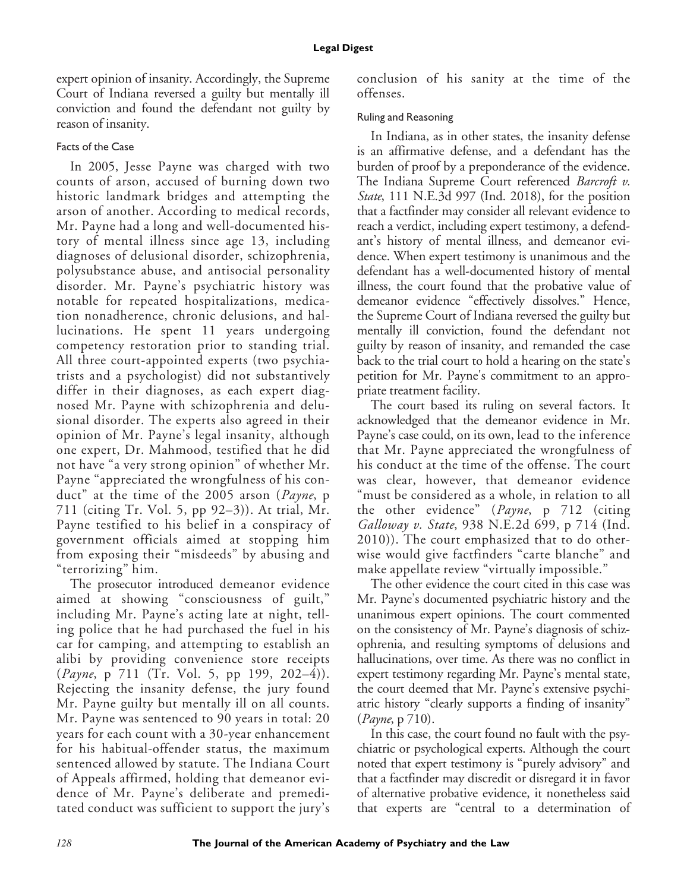expert opinion of insanity. Accordingly, the Supreme Court of Indiana reversed a guilty but mentally ill conviction and found the defendant not guilty by reason of insanity.

### Facts of the Case

In 2005, Jesse Payne was charged with two counts of arson, accused of burning down two historic landmark bridges and attempting the arson of another. According to medical records, Mr. Payne had a long and well-documented history of mental illness since age 13, including diagnoses of delusional disorder, schizophrenia, polysubstance abuse, and antisocial personality disorder. Mr. Payne's psychiatric history was notable for repeated hospitalizations, medication nonadherence, chronic delusions, and hallucinations. He spent 11 years undergoing competency restoration prior to standing trial. All three court-appointed experts (two psychiatrists and a psychologist) did not substantively differ in their diagnoses, as each expert diagnosed Mr. Payne with schizophrenia and delusional disorder. The experts also agreed in their opinion of Mr. Payne's legal insanity, although one expert, Dr. Mahmood, testified that he did not have "a very strong opinion" of whether Mr. Payne "appreciated the wrongfulness of his conduct" at the time of the 2005 arson (*Payne*, p 711 (citing Tr. Vol. 5, pp 92–3)). At trial, Mr. Payne testified to his belief in a conspiracy of government officials aimed at stopping him from exposing their "misdeeds" by abusing and "terrorizing" him.

The prosecutor introduced demeanor evidence aimed at showing "consciousness of guilt," including Mr. Payne's acting late at night, telling police that he had purchased the fuel in his car for camping, and attempting to establish an alibi by providing convenience store receipts (*Payne*, p 711 (Tr. Vol. 5, pp 199, 202–4)). Rejecting the insanity defense, the jury found Mr. Payne guilty but mentally ill on all counts. Mr. Payne was sentenced to 90 years in total: 20 years for each count with a 30-year enhancement for his habitual-offender status, the maximum sentenced allowed by statute. The Indiana Court of Appeals affirmed, holding that demeanor evidence of Mr. Payne's deliberate and premeditated conduct was sufficient to support the jury's conclusion of his sanity at the time of the offenses.

### Ruling and Reasoning

In Indiana, as in other states, the insanity defense is an affirmative defense, and a defendant has the burden of proof by a preponderance of the evidence. The Indiana Supreme Court referenced *Barcroft v. State*, 111 N.E.3d 997 (Ind. 2018), for the position that a factfinder may consider all relevant evidence to reach a verdict, including expert testimony, a defendant's history of mental illness, and demeanor evidence. When expert testimony is unanimous and the defendant has a well-documented history of mental illness, the court found that the probative value of demeanor evidence "effectively dissolves." Hence, the Supreme Court of Indiana reversed the guilty but mentally ill conviction, found the defendant not guilty by reason of insanity, and remanded the case back to the trial court to hold a hearing on the state's petition for Mr. Payne's commitment to an appropriate treatment facility.

The court based its ruling on several factors. It acknowledged that the demeanor evidence in Mr. Payne's case could, on its own, lead to the inference that Mr. Payne appreciated the wrongfulness of his conduct at the time of the offense. The court was clear, however, that demeanor evidence "must be considered as a whole, in relation to all the other evidence" (*Payne*, p 712 (citing *Galloway v. State*, 938 N.E.2d 699, p 714 (Ind. 2010)). The court emphasized that to do otherwise would give factfinders "carte blanche" and make appellate review "virtually impossible."

The other evidence the court cited in this case was Mr. Payne's documented psychiatric history and the unanimous expert opinions. The court commented on the consistency of Mr. Payne's diagnosis of schizophrenia, and resulting symptoms of delusions and hallucinations, over time. As there was no conflict in expert testimony regarding Mr. Payne's mental state, the court deemed that Mr. Payne's extensive psychiatric history "clearly supports a finding of insanity" (*Payne*, p 710).

In this case, the court found no fault with the psychiatric or psychological experts. Although the court noted that expert testimony is "purely advisory" and that a factfinder may discredit or disregard it in favor of alternative probative evidence, it nonetheless said that experts are "central to a determination of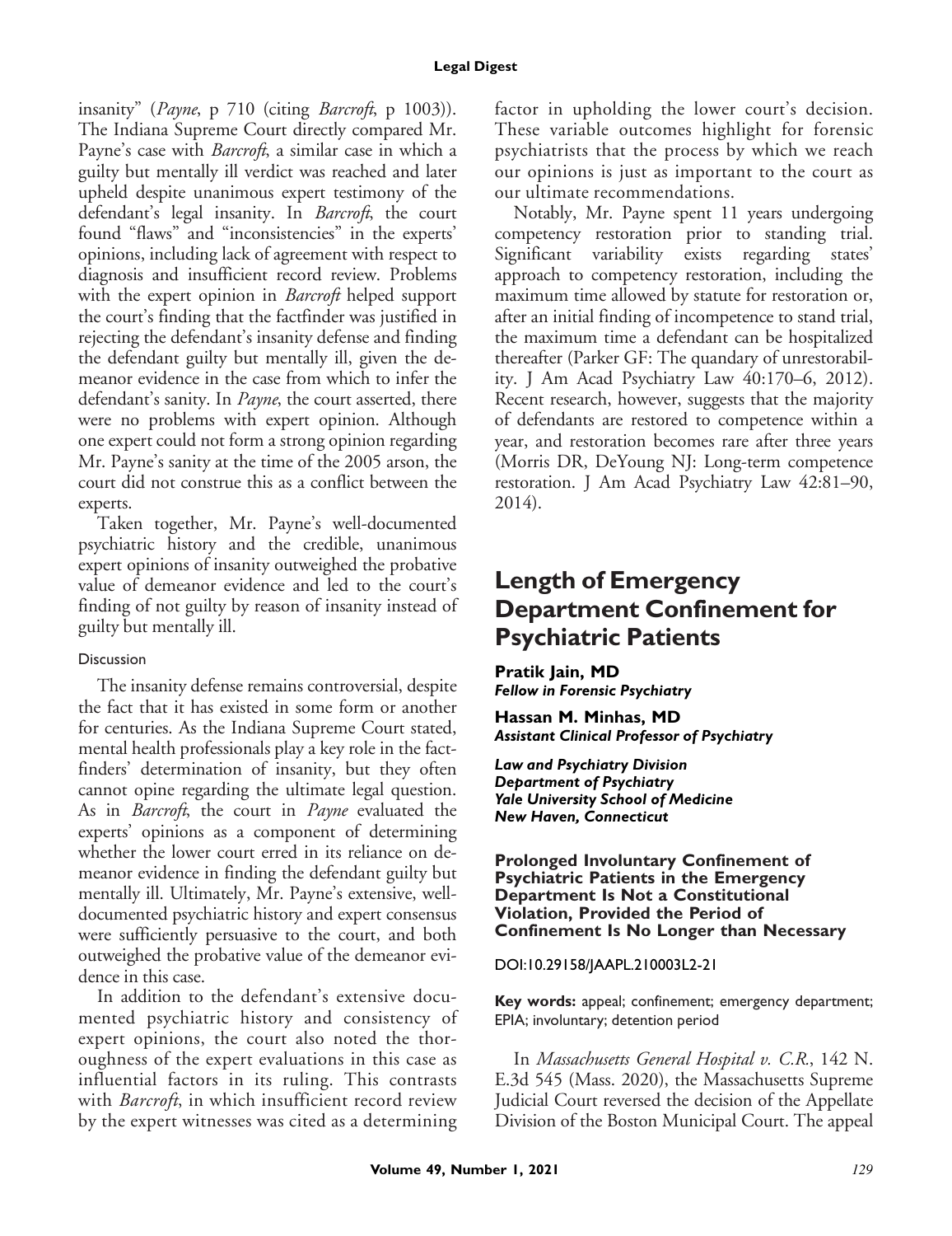insanity" (*Payne*, p 710 (citing *Barcroft*, p 1003)). The Indiana Supreme Court directly compared Mr. Payne's case with *Barcroft*, a similar case in which a guilty but mentally ill verdict was reached and later upheld despite unanimous expert testimony of the defendant's legal insanity. In *Barcroft*, the court found "flaws" and "inconsistencies" in the experts' opinions, including lack of agreement with respect to diagnosis and insufficient record review. Problems with the expert opinion in *Barcroft* helped support the court's finding that the factfinder was justified in rejecting the defendant's insanity defense and finding the defendant guilty but mentally ill, given the demeanor evidence in the case from which to infer the defendant's sanity. In *Payne*, the court asserted, there were no problems with expert opinion. Although one expert could not form a strong opinion regarding Mr. Payne's sanity at the time of the 2005 arson, the court did not construe this as a conflict between the experts.

Taken together, Mr. Payne's well-documented psychiatric history and the credible, unanimous expert opinions of insanity outweighed the probative value of demeanor evidence and led to the court's finding of not guilty by reason of insanity instead of guilty but mentally ill.

### Discussion

The insanity defense remains controversial, despite the fact that it has existed in some form or another for centuries. As the Indiana Supreme Court stated, mental health professionals play a key role in the factfinders' determination of insanity, but they often cannot opine regarding the ultimate legal question. As in *Barcroft*, the court in *Payne* evaluated the experts' opinions as a component of determining whether the lower court erred in its reliance on demeanor evidence in finding the defendant guilty but mentally ill. Ultimately, Mr. Payne's extensive, well-documented psychiatric history and expert consensus were sufficiently persuasive to the court, and both outweighed the probative value of the demeanor evidence in this case.

In addition to the defendant's extensive documented psychiatric history and consistency of expert opinions, the court also noted the thoroughness of the expert evaluations in this case as influential factors in its ruling. This contrasts with *Barcroft*, in which insufficient record review by the expert witnesses was cited as a determining factor in upholding the lower court's decision. These variable outcomes highlight for forensic psychiatrists that the process by which we reach our opinions is just as important to the court as our ultimate recommendations.

Notably, Mr. Payne spent 11 years undergoing competency restoration prior to standing trial. Significant variability exists regarding states' approach to competency restoration, including the maximum time allowed by statute for restoration or, after an initial finding of incompetence to stand trial, the maximum time a defendant can be hospitalized thereafter (Parker GF: The quandary of unrestorability. J Am Acad Psychiatry Law 40:170–6, 2012). Recent research, however, suggests that the majority of defendants are restored to competence within a year, and restoration becomes rare after three years (Morris DR, DeYoung NJ: Long-term competence restoration. J Am Acad Psychiatry Law 42:81–90, 2014).

# Length of Emergency Department Confinement for Psychiatric Patients

**Pratik Jain, MD**
***Fellow in Forensic Psychiatry***

**Hassan M. Minhas, MD**
***Assistant Clinical Professor of Psychiatry***

***Law and Psychiatry Division***
***Department of Psychiatry***
***Yale University School of Medicine***
***New Haven, Connecticut***

**Prolonged Involuntary Confinement of Psychiatric Patients in the Emergency Department Is Not a Constitutional Violation, Provided the Period of Confinement Is No Longer than Necessary**

DOI:10.29158/JAAPL.210003L2-21

**Key words:** appeal; confinement; emergency department; EPIA; involuntary; detention period

In *Massachusetts General Hospital v. C.R.*, 142 N.E.3d 545 (Mass. 2020), the Massachusetts Supreme Judicial Court reversed the decision of the Appellate Division of the Boston Municipal Court. The appeal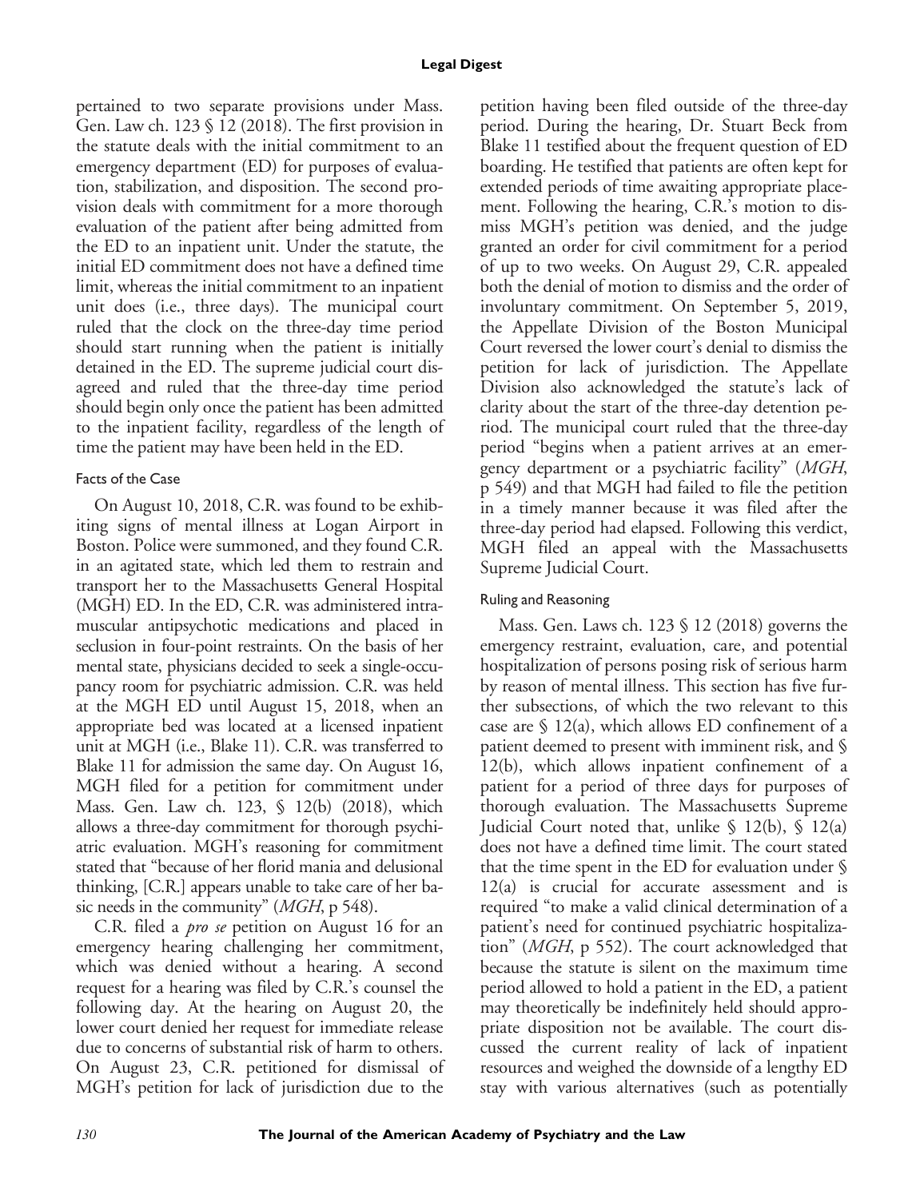pertained to two separate provisions under Mass. Gen. Law ch. 123 § 12 (2018). The first provision in the statute deals with the initial commitment to an emergency department (ED) for purposes of evaluation, stabilization, and disposition. The second provision deals with commitment for a more thorough evaluation of the patient after being admitted from the ED to an inpatient unit. Under the statute, the initial ED commitment does not have a defined time limit, whereas the initial commitment to an inpatient unit does (i.e., three days). The municipal court ruled that the clock on the three-day time period should start running when the patient is initially detained in the ED. The supreme judicial court disagreed and ruled that the three-day time period should begin only once the patient has been admitted to the inpatient facility, regardless of the length of time the patient may have been held in the ED.

### Facts of the Case

On August 10, 2018, C.R. was found to be exhibiting signs of mental illness at Logan Airport in Boston. Police were summoned, and they found C.R. in an agitated state, which led them to restrain and transport her to the Massachusetts General Hospital (MGH) ED. In the ED, C.R. was administered intramuscular antipsychotic medications and placed in seclusion in four-point restraints. On the basis of her mental state, physicians decided to seek a single-occupancy room for psychiatric admission. C.R. was held at the MGH ED until August 15, 2018, when an appropriate bed was located at a licensed inpatient unit at MGH (i.e., Blake 11). C.R. was transferred to Blake 11 for admission the same day. On August 16, MGH filed for a petition for commitment under Mass. Gen. Law ch. 123, § 12(b) (2018), which allows a three-day commitment for thorough psychiatric evaluation. MGH's reasoning for commitment stated that "because of her florid mania and delusional thinking, [C.R.] appears unable to take care of her basic needs in the community" (*MGH*, p 548).

C.R. filed a *pro se* petition on August 16 for an emergency hearing challenging her commitment, which was denied without a hearing. A second request for a hearing was filed by C.R.'s counsel the following day. At the hearing on August 20, the lower court denied her request for immediate release due to concerns of substantial risk of harm to others. On August 23, C.R. petitioned for dismissal of MGH's petition for lack of jurisdiction due to the petition having been filed outside of the three-day period. During the hearing, Dr. Stuart Beck from Blake 11 testified about the frequent question of ED boarding. He testified that patients are often kept for extended periods of time awaiting appropriate placement. Following the hearing, C.R.'s motion to dismiss MGH's petition was denied, and the judge granted an order for civil commitment for a period of up to two weeks. On August 29, C.R. appealed both the denial of motion to dismiss and the order of involuntary commitment. On September 5, 2019, the Appellate Division of the Boston Municipal Court reversed the lower court's denial to dismiss the petition for lack of jurisdiction. The Appellate Division also acknowledged the statute's lack of clarity about the start of the three-day detention period. The municipal court ruled that the three-day period "begins when a patient arrives at an emergency department or a psychiatric facility" (*MGH*, p 549) and that MGH had failed to file the petition in a timely manner because it was filed after the three-day period had elapsed. Following this verdict, MGH filed an appeal with the Massachusetts Supreme Judicial Court.

### Ruling and Reasoning

Mass. Gen. Laws ch. 123 § 12 (2018) governs the emergency restraint, evaluation, care, and potential hospitalization of persons posing risk of serious harm by reason of mental illness. This section has five further subsections, of which the two relevant to this case are § 12(a), which allows ED confinement of a patient deemed to present with imminent risk, and § 12(b), which allows inpatient confinement of a patient for a period of three days for purposes of thorough evaluation. The Massachusetts Supreme Judicial Court noted that, unlike § 12(b), § 12(a) does not have a defined time limit. The court stated that the time spent in the ED for evaluation under § 12(a) is crucial for accurate assessment and is required "to make a valid clinical determination of a patient's need for continued psychiatric hospitalization" (*MGH*, p 552). The court acknowledged that because the statute is silent on the maximum time period allowed to hold a patient in the ED, a patient may theoretically be indefinitely held should appropriate disposition not be available. The court discussed the current reality of lack of inpatient resources and weighed the downside of a lengthy ED stay with various alternatives (such as potentially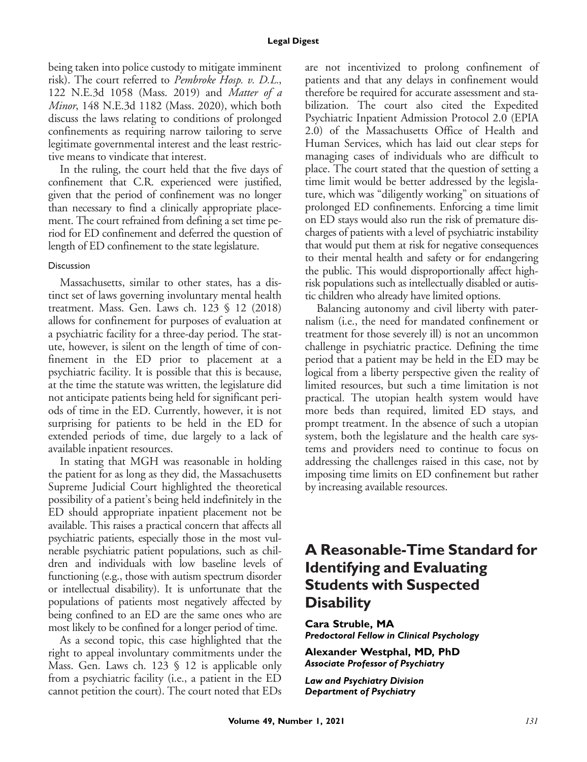being taken into police custody to mitigate imminent risk). The court referred to *Pembroke Hosp. v. D.L.*, 122 N.E.3d 1058 (Mass. 2019) and *Matter of a Minor*, 148 N.E.3d 1182 (Mass. 2020), which both discuss the laws relating to conditions of prolonged confinements as requiring narrow tailoring to serve legitimate governmental interest and the least restrictive means to vindicate that interest.

In the ruling, the court held that the five days of confinement that C.R. experienced were justified, given that the period of confinement was no longer than necessary to find a clinically appropriate placement. The court refrained from defining a set time period for ED confinement and deferred the question of length of ED confinement to the state legislature.

### Discussion

Massachusetts, similar to other states, has a distinct set of laws governing involuntary mental health treatment. Mass. Gen. Laws ch. 123 § 12 (2018) allows for confinement for purposes of evaluation at a psychiatric facility for a three-day period. The statute, however, is silent on the length of time of confinement in the ED prior to placement at a psychiatric facility. It is possible that this is because, at the time the statute was written, the legislature did not anticipate patients being held for significant periods of time in the ED. Currently, however, it is not surprising for patients to be held in the ED for extended periods of time, due largely to a lack of available inpatient resources.

In stating that MGH was reasonable in holding the patient for as long as they did, the Massachusetts Supreme Judicial Court highlighted the theoretical possibility of a patient's being held indefinitely in the ED should appropriate inpatient placement not be available. This raises a practical concern that affects all psychiatric patients, especially those in the most vulnerable psychiatric patient populations, such as children and individuals with low baseline levels of functioning (e.g., those with autism spectrum disorder or intellectual disability). It is unfortunate that the populations of patients most negatively affected by being confined to an ED are the same ones who are most likely to be confined for a longer period of time.

As a second topic, this case highlighted that the right to appeal involuntary commitments under the Mass. Gen. Laws ch. 123 § 12 is applicable only from a psychiatric facility (i.e., a patient in the ED cannot petition the court). The court noted that EDs are not incentivized to prolong confinement of patients and that any delays in confinement would therefore be required for accurate assessment and stabilization. The court also cited the Expedited Psychiatric Inpatient Admission Protocol 2.0 (EPIA 2.0) of the Massachusetts Office of Health and Human Services, which has laid out clear steps for managing cases of individuals who are difficult to place. The court stated that the question of setting a time limit would be better addressed by the legislature, which was "diligently working" on situations of prolonged ED confinements. Enforcing a time limit on ED stays would also run the risk of premature discharges of patients with a level of psychiatric instability that would put them at risk for negative consequences to their mental health and safety or for endangering the public. This would disproportionally affect high-risk populations such as intellectually disabled or autistic children who already have limited options.

Balancing autonomy and civil liberty with paternalism (i.e., the need for mandated confinement or treatment for those severely ill) is not an uncommon challenge in psychiatric practice. Defining the time period that a patient may be held in the ED may be logical from a liberty perspective given the reality of limited resources, but such a time limitation is not practical. The utopian health system would have more beds than required, limited ED stays, and prompt treatment. In the absence of such a utopian system, both the legislature and the health care systems and providers need to continue to focus on addressing the challenges raised in this case, not by imposing time limits on ED confinement but rather by increasing available resources.

## A Reasonable-Time Standard for Identifying and Evaluating Students with Suspected Disability

**Cara Struble, MA**
***Predoctoral Fellow in Clinical Psychology***

**Alexander Westphal, MD, PhD**
***Associate Professor of Psychiatry***

***Law and Psychiatry Division***
***Department of Psychiatry***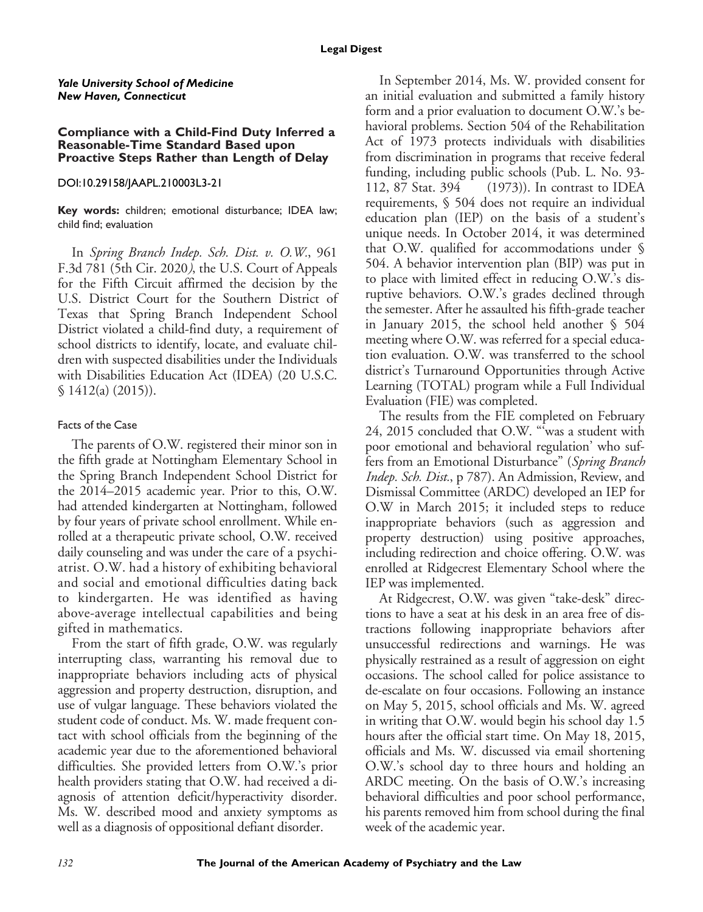*Yale University School of Medicine*
*New Haven, Connecticut*

### Compliance with a Child-Find Duty Inferred a Reasonable-Time Standard Based upon Proactive Steps Rather than Length of Delay

DOI:10.29158/JAAPL.210003L3-21

**Key words:** children; emotional disturbance; IDEA law; child find; evaluation

In *Spring Branch Indep. Sch. Dist. v. O.W.*, 961 F.3d 781 (5th Cir. 2020), the U.S. Court of Appeals for the Fifth Circuit affirmed the decision by the U.S. District Court for the Southern District of Texas that Spring Branch Independent School District violated a child-find duty, a requirement of school districts to identify, locate, and evaluate children with suspected disabilities under the Individuals with Disabilities Education Act (IDEA) (20 U.S.C. § 1412(a) (2015)).

#### Facts of the Case

The parents of O.W. registered their minor son in the fifth grade at Nottingham Elementary School in the Spring Branch Independent School District for the 2014–2015 academic year. Prior to this, O.W. had attended kindergarten at Nottingham, followed by four years of private school enrollment. While enrolled at a therapeutic private school, O.W. received daily counseling and was under the care of a psychiatrist. O.W. had a history of exhibiting behavioral and social and emotional difficulties dating back to kindergarten. He was identified as having above-average intellectual capabilities and being gifted in mathematics.

From the start of fifth grade, O.W. was regularly interrupting class, warranting his removal due to inappropriate behaviors including acts of physical aggression and property destruction, disruption, and use of vulgar language. These behaviors violated the student code of conduct. Ms. W. made frequent contact with school officials from the beginning of the academic year due to the aforementioned behavioral difficulties. She provided letters from O.W.'s prior health providers stating that O.W. had received a diagnosis of attention deficit/hyperactivity disorder. Ms. W. described mood and anxiety symptoms as well as a diagnosis of oppositional defiant disorder.

In September 2014, Ms. W. provided consent for an initial evaluation and submitted a family history form and a prior evaluation to document O.W.'s behavioral problems. Section 504 of the Rehabilitation Act of 1973 protects individuals with disabilities from discrimination in programs that receive federal funding, including public schools (Pub. L. No. 93-112, 87 Stat. 394 (1973)). In contrast to IDEA requirements, § 504 does not require an individual education plan (IEP) on the basis of a student's unique needs. In October 2014, it was determined that O.W. qualified for accommodations under § 504. A behavior intervention plan (BIP) was put in to place with limited effect in reducing O.W.'s disruptive behaviors. O.W.'s grades declined through the semester. After he assaulted his fifth-grade teacher in January 2015, the school held another § 504 meeting where O.W. was referred for a special education evaluation. O.W. was transferred to the school district's Turnaround Opportunities through Active Learning (TOTAL) program while a Full Individual Evaluation (FIE) was completed.

The results from the FIE completed on February 24, 2015 concluded that O.W. "'was a student with poor emotional and behavioral regulation' who suffers from an Emotional Disturbance" (*Spring Branch Indep. Sch. Dist.*, p 787). An Admission, Review, and Dismissal Committee (ARDC) developed an IEP for O.W in March 2015; it included steps to reduce inappropriate behaviors (such as aggression and property destruction) using positive approaches, including redirection and choice offering. O.W. was enrolled at Ridgecrest Elementary School where the IEP was implemented.

At Ridgecrest, O.W. was given "take-desk" directions to have a seat at his desk in an area free of distractions following inappropriate behaviors after unsuccessful redirections and warnings. He was physically restrained as a result of aggression on eight occasions. The school called for police assistance to de-escalate on four occasions. Following an instance on May 5, 2015, school officials and Ms. W. agreed in writing that O.W. would begin his school day 1.5 hours after the official start time. On May 18, 2015, officials and Ms. W. discussed via email shortening O.W.'s school day to three hours and holding an ARDC meeting. On the basis of O.W.'s increasing behavioral difficulties and poor school performance, his parents removed him from school during the final week of the academic year.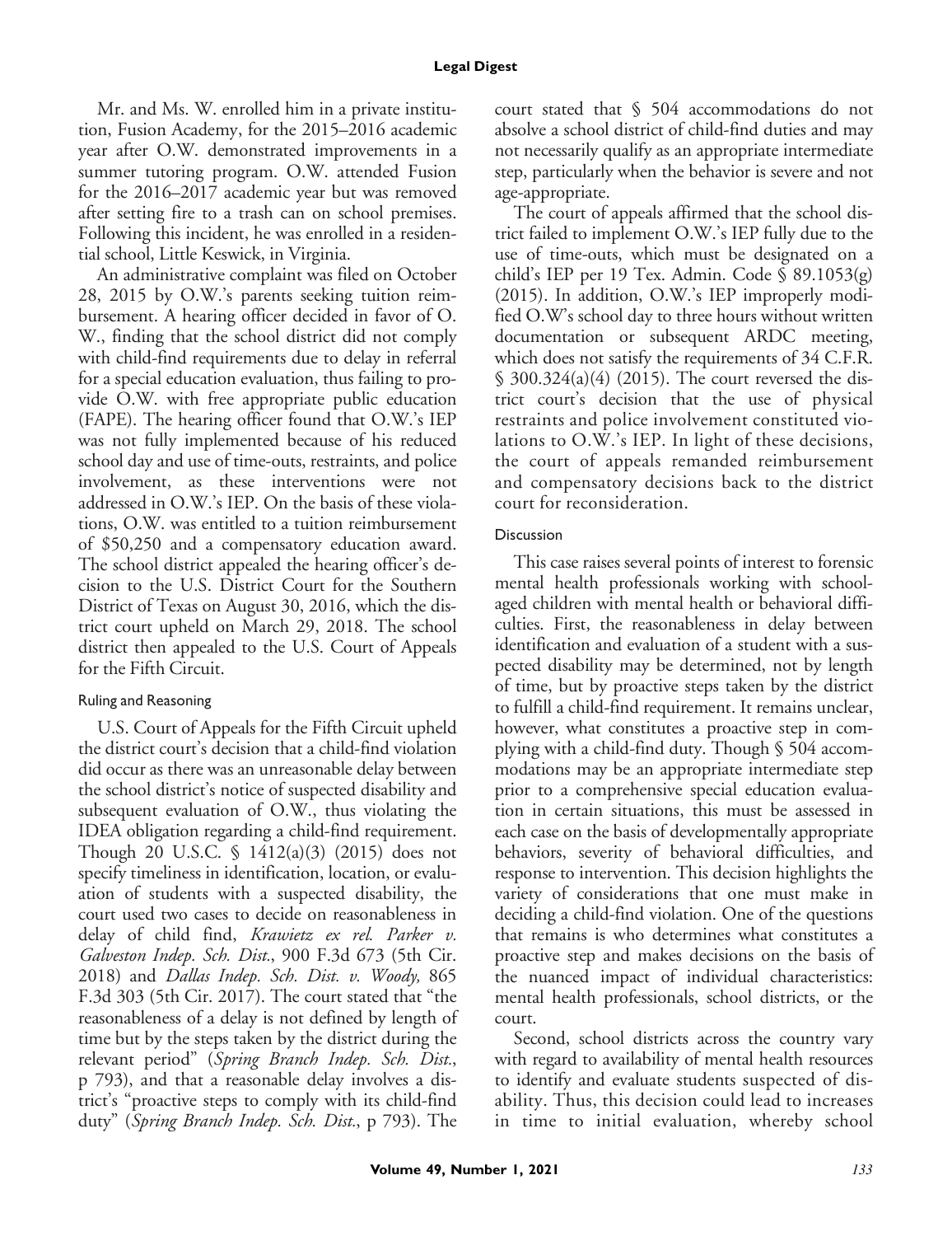Mr. and Ms. W. enrolled him in a private institution, Fusion Academy, for the 2015–2016 academic year after O.W. demonstrated improvements in a summer tutoring program. O.W. attended Fusion for the 2016–2017 academic year but was removed after setting fire to a trash can on school premises. Following this incident, he was enrolled in a residential school, Little Keswick, in Virginia.

An administrative complaint was filed on October 28, 2015 by O.W.'s parents seeking tuition reimbursement. A hearing officer decided in favor of O. W., finding that the school district did not comply with child-find requirements due to delay in referral for a special education evaluation, thus failing to provide O.W. with free appropriate public education (FAPE). The hearing officer found that O.W.'s IEP was not fully implemented because of his reduced school day and use of time-outs, restraints, and police involvement, as these interventions were not addressed in O.W.'s IEP. On the basis of these violations, O.W. was entitled to a tuition reimbursement of $50,250 and a compensatory education award. The school district appealed the hearing officer's decision to the U.S. District Court for the Southern District of Texas on August 30, 2016, which the district court upheld on March 29, 2018. The school district then appealed to the U.S. Court of Appeals for the Fifth Circuit.

### Ruling and Reasoning

U.S. Court of Appeals for the Fifth Circuit upheld the district court's decision that a child-find violation did occur as there was an unreasonable delay between the school district's notice of suspected disability and subsequent evaluation of O.W., thus violating the IDEA obligation regarding a child-find requirement. Though 20 U.S.C. § 1412(a)(3) (2015) does not specify timeliness in identification, location, or evaluation of students with a suspected disability, the court used two cases to decide on reasonableness in delay of child find, *Krawietz ex rel. Parker v. Galveston Indep. Sch. Dist.*, 900 F.3d 673 (5th Cir. 2018) and *Dallas Indep. Sch. Dist. v. Woody,* 865 F.3d 303 (5th Cir. 2017). The court stated that "the reasonableness of a delay is not defined by length of time but by the steps taken by the district during the relevant period" (*Spring Branch Indep. Sch. Dist.*, p 793), and that a reasonable delay involves a district's "proactive steps to comply with its child-find duty" (*Spring Branch Indep. Sch. Dist.*, p 793). The court stated that § 504 accommodations do not absolve a school district of child-find duties and may not necessarily qualify as an appropriate intermediate step, particularly when the behavior is severe and not age-appropriate.

The court of appeals affirmed that the school district failed to implement O.W.'s IEP fully due to the use of time-outs, which must be designated on a child's IEP per 19 Tex. Admin. Code § 89.1053(g) (2015). In addition, O.W.'s IEP improperly modified O.W's school day to three hours without written documentation or subsequent ARDC meeting, which does not satisfy the requirements of 34 C.F.R. § 300.324(a)(4) (2015). The court reversed the district court's decision that the use of physical restraints and police involvement constituted violations to O.W.'s IEP. In light of these decisions, the court of appeals remanded reimbursement and compensatory decisions back to the district court for reconsideration.

### Discussion

This case raises several points of interest to forensic mental health professionals working with school-aged children with mental health or behavioral difficulties. First, the reasonableness in delay between identification and evaluation of a student with a suspected disability may be determined, not by length of time, but by proactive steps taken by the district to fulfill a child-find requirement. It remains unclear, however, what constitutes a proactive step in complying with a child-find duty. Though § 504 accommodations may be an appropriate intermediate step prior to a comprehensive special education evaluation in certain situations, this must be assessed in each case on the basis of developmentally appropriate behaviors, severity of behavioral difficulties, and response to intervention. This decision highlights the variety of considerations that one must make in deciding a child-find violation. One of the questions that remains is who determines what constitutes a proactive step and makes decisions on the basis of the nuanced impact of individual characteristics: mental health professionals, school districts, or the court.

Second, school districts across the country vary with regard to availability of mental health resources to identify and evaluate students suspected of disability. Thus, this decision could lead to increases in time to initial evaluation, whereby school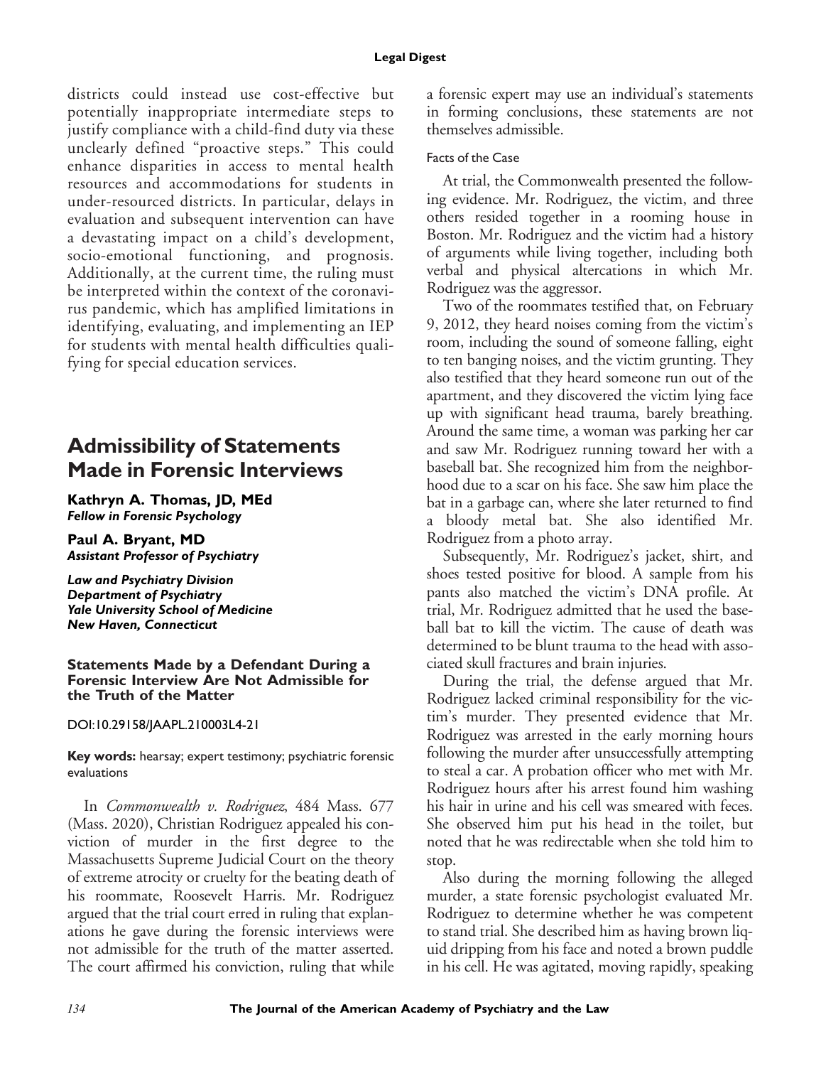districts could instead use cost-effective but potentially inappropriate intermediate steps to justify compliance with a child-find duty via these unclearly defined "proactive steps." This could enhance disparities in access to mental health resources and accommodations for students in under-resourced districts. In particular, delays in evaluation and subsequent intervention can have a devastating impact on a child's development, socio-emotional functioning, and prognosis. Additionally, at the current time, the ruling must be interpreted within the context of the coronavirus pandemic, which has amplified limitations in identifying, evaluating, and implementing an IEP for students with mental health difficulties qualifying for special education services.

# Admissibility of Statements Made in Forensic Interviews

**Kathryn A. Thomas, JD, MEd**
***Fellow in Forensic Psychology***

**Paul A. Bryant, MD**
***Assistant Professor of Psychiatry***

***Law and Psychiatry Division***
***Department of Psychiatry***
***Yale University School of Medicine***
***New Haven, Connecticut***

### Statements Made by a Defendant During a Forensic Interview Are Not Admissible for the Truth of the Matter

DOI:10.29158/JAAPL.210003L4-21

**Key words:** hearsay; expert testimony; psychiatric forensic evaluations

In *Commonwealth v. Rodriguez*, 484 Mass. 677 (Mass. 2020), Christian Rodriguez appealed his conviction of murder in the first degree to the Massachusetts Supreme Judicial Court on the theory of extreme atrocity or cruelty for the beating death of his roommate, Roosevelt Harris. Mr. Rodriguez argued that the trial court erred in ruling that explanations he gave during the forensic interviews were not admissible for the truth of the matter asserted. The court affirmed his conviction, ruling that while a forensic expert may use an individual's statements in forming conclusions, these statements are not themselves admissible.

#### Facts of the Case

At trial, the Commonwealth presented the following evidence. Mr. Rodriguez, the victim, and three others resided together in a rooming house in Boston. Mr. Rodriguez and the victim had a history of arguments while living together, including both verbal and physical altercations in which Mr. Rodriguez was the aggressor.

Two of the roommates testified that, on February 9, 2012, they heard noises coming from the victim's room, including the sound of someone falling, eight to ten banging noises, and the victim grunting. They also testified that they heard someone run out of the apartment, and they discovered the victim lying face up with significant head trauma, barely breathing. Around the same time, a woman was parking her car and saw Mr. Rodriguez running toward her with a baseball bat. She recognized him from the neighborhood due to a scar on his face. She saw him place the bat in a garbage can, where she later returned to find a bloody metal bat. She also identified Mr. Rodriguez from a photo array.

Subsequently, Mr. Rodriguez's jacket, shirt, and shoes tested positive for blood. A sample from his pants also matched the victim's DNA profile. At trial, Mr. Rodriguez admitted that he used the baseball bat to kill the victim. The cause of death was determined to be blunt trauma to the head with associated skull fractures and brain injuries.

During the trial, the defense argued that Mr. Rodriguez lacked criminal responsibility for the victim's murder. They presented evidence that Mr. Rodriguez was arrested in the early morning hours following the murder after unsuccessfully attempting to steal a car. A probation officer who met with Mr. Rodriguez hours after his arrest found him washing his hair in urine and his cell was smeared with feces. She observed him put his head in the toilet, but noted that he was redirectable when she told him to stop.

Also during the morning following the alleged murder, a state forensic psychologist evaluated Mr. Rodriguez to determine whether he was competent to stand trial. She described him as having brown liquid dripping from his face and noted a brown puddle in his cell. He was agitated, moving rapidly, speaking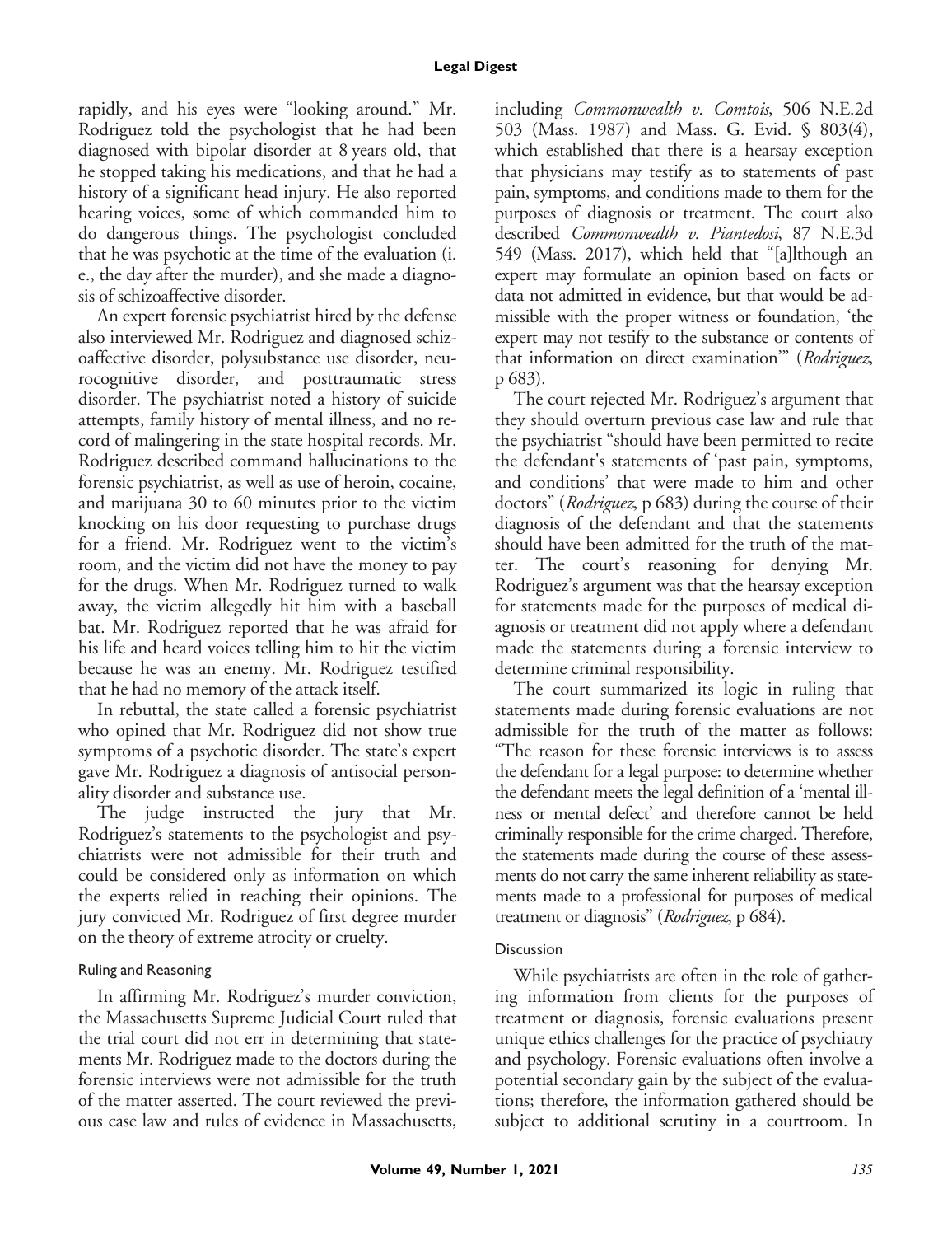rapidly, and his eyes were "looking around." Mr. Rodriguez told the psychologist that he had been diagnosed with bipolar disorder at 8 years old, that he stopped taking his medications, and that he had a history of a significant head injury. He also reported hearing voices, some of which commanded him to do dangerous things. The psychologist concluded that he was psychotic at the time of the evaluation (i. e., the day after the murder), and she made a diagnosis of schizoaffective disorder.

An expert forensic psychiatrist hired by the defense also interviewed Mr. Rodriguez and diagnosed schizoaffective disorder, polysubstance use disorder, neurocognitive disorder, and posttraumatic stress disorder. The psychiatrist noted a history of suicide attempts, family history of mental illness, and no record of malingering in the state hospital records. Mr. Rodriguez described command hallucinations to the forensic psychiatrist, as well as use of heroin, cocaine, and marijuana 30 to 60 minutes prior to the victim knocking on his door requesting to purchase drugs for a friend. Mr. Rodriguez went to the victim's room, and the victim did not have the money to pay for the drugs. When Mr. Rodriguez turned to walk away, the victim allegedly hit him with a baseball bat. Mr. Rodriguez reported that he was afraid for his life and heard voices telling him to hit the victim because he was an enemy. Mr. Rodriguez testified that he had no memory of the attack itself.

In rebuttal, the state called a forensic psychiatrist who opined that Mr. Rodriguez did not show true symptoms of a psychotic disorder. The state's expert gave Mr. Rodriguez a diagnosis of antisocial personality disorder and substance use.

The judge instructed the jury that Mr. Rodriguez's statements to the psychologist and psychiatrists were not admissible for their truth and could be considered only as information on which the experts relied in reaching their opinions. The jury convicted Mr. Rodriguez of first degree murder on the theory of extreme atrocity or cruelty.

#### Ruling and Reasoning

In affirming Mr. Rodriguez's murder conviction, the Massachusetts Supreme Judicial Court ruled that the trial court did not err in determining that statements Mr. Rodriguez made to the doctors during the forensic interviews were not admissible for the truth of the matter asserted. The court reviewed the previous case law and rules of evidence in Massachusetts, including *Commonwealth v. Comtois*, 506 N.E.2d 503 (Mass. 1987) and Mass. G. Evid. § 803(4), which established that there is a hearsay exception that physicians may testify as to statements of past pain, symptoms, and conditions made to them for the purposes of diagnosis or treatment. The court also described *Commonwealth v. Piantedosi*, 87 N.E.3d 549 (Mass. 2017), which held that "[a]lthough an expert may formulate an opinion based on facts or data not admitted in evidence, but that would be admissible with the proper witness or foundation, 'the expert may not testify to the substance or contents of that information on direct examination'" (*Rodriguez*, p 683).

The court rejected Mr. Rodriguez's argument that they should overturn previous case law and rule that the psychiatrist "should have been permitted to recite the defendant's statements of 'past pain, symptoms, and conditions' that were made to him and other doctors" (*Rodriguez*, p 683) during the course of their diagnosis of the defendant and that the statements should have been admitted for the truth of the matter. The court's reasoning for denying Mr. Rodriguez's argument was that the hearsay exception for statements made for the purposes of medical diagnosis or treatment did not apply where a defendant made the statements during a forensic interview to determine criminal responsibility.

The court summarized its logic in ruling that statements made during forensic evaluations are not admissible for the truth of the matter as follows: "The reason for these forensic interviews is to assess the defendant for a legal purpose: to determine whether the defendant meets the legal definition of a 'mental illness or mental defect' and therefore cannot be held criminally responsible for the crime charged. Therefore, the statements made during the course of these assessments do not carry the same inherent reliability as statements made to a professional for purposes of medical treatment or diagnosis" (*Rodriguez*, p 684).

#### Discussion

While psychiatrists are often in the role of gathering information from clients for the purposes of treatment or diagnosis, forensic evaluations present unique ethics challenges for the practice of psychiatry and psychology. Forensic evaluations often involve a potential secondary gain by the subject of the evaluations; therefore, the information gathered should be subject to additional scrutiny in a courtroom. In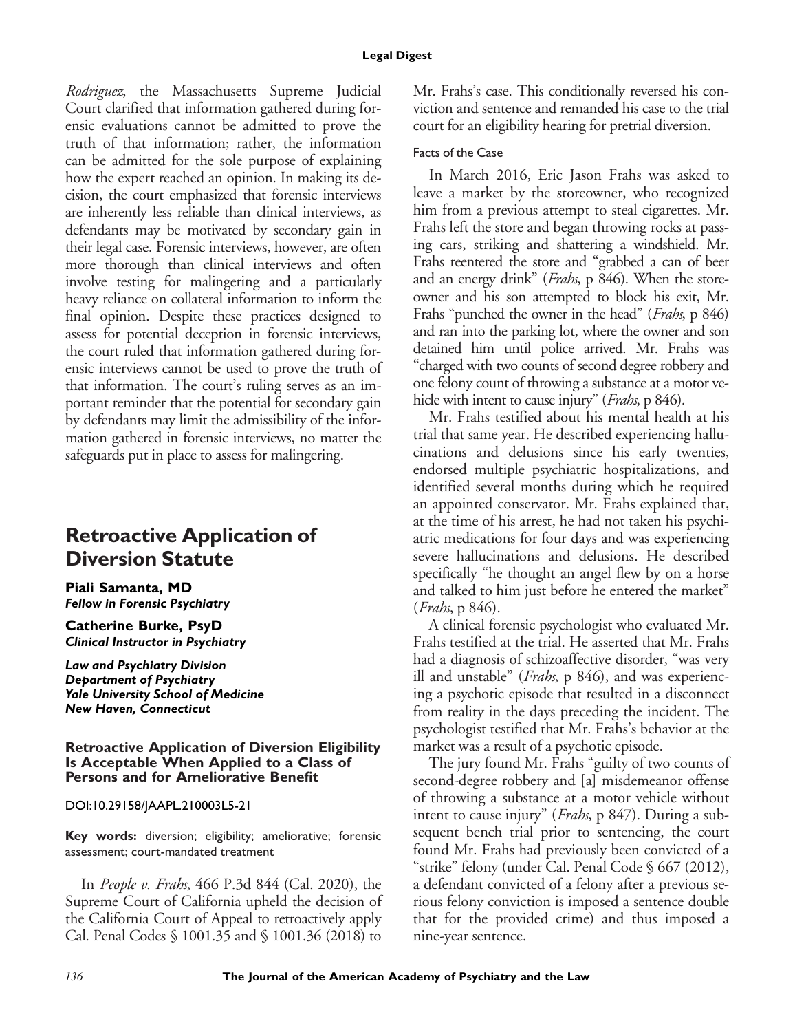*Rodriguez*, the Massachusetts Supreme Judicial Court clarified that information gathered during forensic evaluations cannot be admitted to prove the truth of that information; rather, the information can be admitted for the sole purpose of explaining how the expert reached an opinion. In making its decision, the court emphasized that forensic interviews are inherently less reliable than clinical interviews, as defendants may be motivated by secondary gain in their legal case. Forensic interviews, however, are often more thorough than clinical interviews and often involve testing for malingering and a particularly heavy reliance on collateral information to inform the final opinion. Despite these practices designed to assess for potential deception in forensic interviews, the court ruled that information gathered during forensic interviews cannot be used to prove the truth of that information. The court's ruling serves as an important reminder that the potential for secondary gain by defendants may limit the admissibility of the information gathered in forensic interviews, no matter the safeguards put in place to assess for malingering.

## Retroactive Application of Diversion Statute

**Piali Samanta, MD**
***Fellow in Forensic Psychiatry***

**Catherine Burke, PsyD**
***Clinical Instructor in Psychiatry***

***Law and Psychiatry Division***
***Department of Psychiatry***
***Yale University School of Medicine***
***New Haven, Connecticut***

### Retroactive Application of Diversion Eligibility Is Acceptable When Applied to a Class of Persons and for Ameliorative Benefit

DOI:10.29158/JAAPL.210003L5-21

**Key words:** diversion; eligibility; ameliorative; forensic assessment; court-mandated treatment

In *People v. Frahs*, 466 P.3d 844 (Cal. 2020), the Supreme Court of California upheld the decision of the California Court of Appeal to retroactively apply Cal. Penal Codes § 1001.35 and § 1001.36 (2018) to Mr. Frahs's case. This conditionally reversed his conviction and sentence and remanded his case to the trial court for an eligibility hearing for pretrial diversion.

#### Facts of the Case

In March 2016, Eric Jason Frahs was asked to leave a market by the storeowner, who recognized him from a previous attempt to steal cigarettes. Mr. Frahs left the store and began throwing rocks at passing cars, striking and shattering a windshield. Mr. Frahs reentered the store and "grabbed a can of beer and an energy drink" (*Frahs*, p 846). When the storeowner and his son attempted to block his exit, Mr. Frahs "punched the owner in the head" (*Frahs*, p 846) and ran into the parking lot, where the owner and son detained him until police arrived. Mr. Frahs was "charged with two counts of second degree robbery and one felony count of throwing a substance at a motor vehicle with intent to cause injury" (*Frahs*, p 846).

Mr. Frahs testified about his mental health at his trial that same year. He described experiencing hallucinations and delusions since his early twenties, endorsed multiple psychiatric hospitalizations, and identified several months during which he required an appointed conservator. Mr. Frahs explained that, at the time of his arrest, he had not taken his psychiatric medications for four days and was experiencing severe hallucinations and delusions. He described specifically "he thought an angel flew by on a horse and talked to him just before he entered the market" (*Frahs*, p 846).

A clinical forensic psychologist who evaluated Mr. Frahs testified at the trial. He asserted that Mr. Frahs had a diagnosis of schizoaffective disorder, "was very ill and unstable" (*Frahs*, p 846), and was experiencing a psychotic episode that resulted in a disconnect from reality in the days preceding the incident. The psychologist testified that Mr. Frahs's behavior at the market was a result of a psychotic episode.

The jury found Mr. Frahs "guilty of two counts of second-degree robbery and [a] misdemeanor offense of throwing a substance at a motor vehicle without intent to cause injury" (*Frahs*, p 847). During a subsequent bench trial prior to sentencing, the court found Mr. Frahs had previously been convicted of a "strike" felony (under Cal. Penal Code § 667 (2012), a defendant convicted of a felony after a previous serious felony conviction is imposed a sentence double that for the provided crime) and thus imposed a nine-year sentence.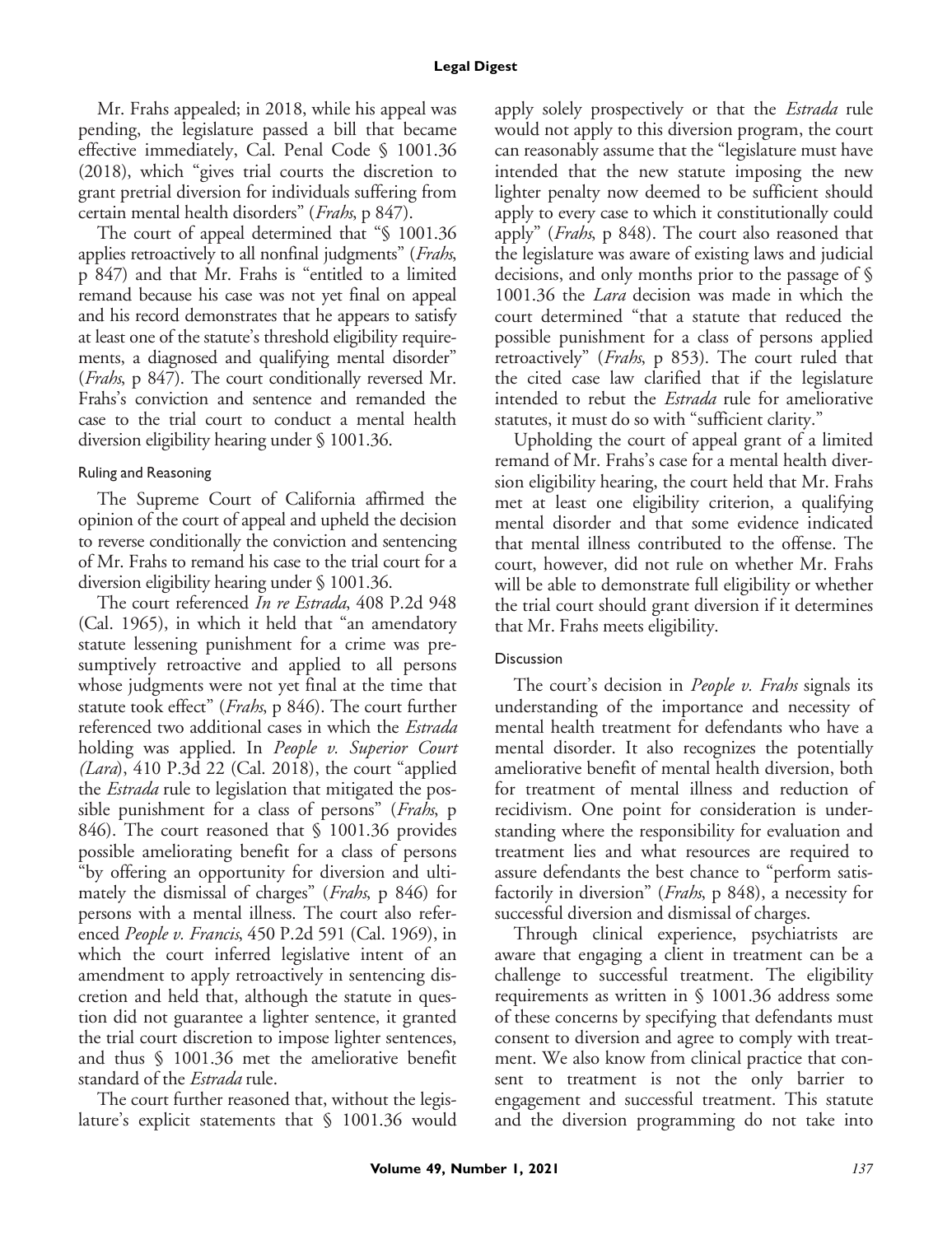Mr. Frahs appealed; in 2018, while his appeal was pending, the legislature passed a bill that became effective immediately, Cal. Penal Code § 1001.36 (2018), which "gives trial courts the discretion to grant pretrial diversion for individuals suffering from certain mental health disorders" (*Frahs*, p 847).

The court of appeal determined that "§ 1001.36 applies retroactively to all nonfinal judgments" (*Frahs*, p 847) and that Mr. Frahs is "entitled to a limited remand because his case was not yet final on appeal and his record demonstrates that he appears to satisfy at least one of the statute's threshold eligibility requirements, a diagnosed and qualifying mental disorder" (*Frahs*, p 847). The court conditionally reversed Mr. Frahs's conviction and sentence and remanded the case to the trial court to conduct a mental health diversion eligibility hearing under § 1001.36.

### Ruling and Reasoning

The Supreme Court of California affirmed the opinion of the court of appeal and upheld the decision to reverse conditionally the conviction and sentencing of Mr. Frahs to remand his case to the trial court for a diversion eligibility hearing under § 1001.36.

The court referenced *In re Estrada*, 408 P.2d 948 (Cal. 1965), in which it held that "an amendatory statute lessening punishment for a crime was presumptively retroactive and applied to all persons whose judgments were not yet final at the time that statute took effect" (*Frahs*, p 846). The court further referenced two additional cases in which the *Estrada* holding was applied. In *People v. Superior Court (Lara)*, 410 P.3d 22 (Cal. 2018), the court "applied the *Estrada* rule to legislation that mitigated the possible punishment for a class of persons" (*Frahs*, p 846). The court reasoned that § 1001.36 provides possible ameliorating benefit for a class of persons "by offering an opportunity for diversion and ultimately the dismissal of charges" (*Frahs*, p 846) for persons with a mental illness. The court also referenced *People v. Francis*, 450 P.2d 591 (Cal. 1969), in which the court inferred legislative intent of an amendment to apply retroactively in sentencing discretion and held that, although the statute in question did not guarantee a lighter sentence, it granted the trial court discretion to impose lighter sentences, and thus § 1001.36 met the ameliorative benefit standard of the *Estrada* rule.

The court further reasoned that, without the legislature's explicit statements that § 1001.36 would apply solely prospectively or that the *Estrada* rule would not apply to this diversion program, the court can reasonably assume that the "legislature must have intended that the new statute imposing the new lighter penalty now deemed to be sufficient should apply to every case to which it constitutionally could apply" (*Frahs*, p 848). The court also reasoned that the legislature was aware of existing laws and judicial decisions, and only months prior to the passage of § 1001.36 the *Lara* decision was made in which the court determined "that a statute that reduced the possible punishment for a class of persons applied retroactively" (*Frahs*, p 853). The court ruled that the cited case law clarified that if the legislature intended to rebut the *Estrada* rule for ameliorative statutes, it must do so with "sufficient clarity."

Upholding the court of appeal grant of a limited remand of Mr. Frahs's case for a mental health diversion eligibility hearing, the court held that Mr. Frahs met at least one eligibility criterion, a qualifying mental disorder and that some evidence indicated that mental illness contributed to the offense. The court, however, did not rule on whether Mr. Frahs will be able to demonstrate full eligibility or whether the trial court should grant diversion if it determines that Mr. Frahs meets eligibility.

### Discussion

The court's decision in *People v. Frahs* signals its understanding of the importance and necessity of mental health treatment for defendants who have a mental disorder. It also recognizes the potentially ameliorative benefit of mental health diversion, both for treatment of mental illness and reduction of recidivism. One point for consideration is understanding where the responsibility for evaluation and treatment lies and what resources are required to assure defendants the best chance to "perform satisfactorily in diversion" (*Frahs*, p 848), a necessity for successful diversion and dismissal of charges.

Through clinical experience, psychiatrists are aware that engaging a client in treatment can be a challenge to successful treatment. The eligibility requirements as written in § 1001.36 address some of these concerns by specifying that defendants must consent to diversion and agree to comply with treatment. We also know from clinical practice that consent to treatment is not the only barrier to engagement and successful treatment. This statute and the diversion programming do not take into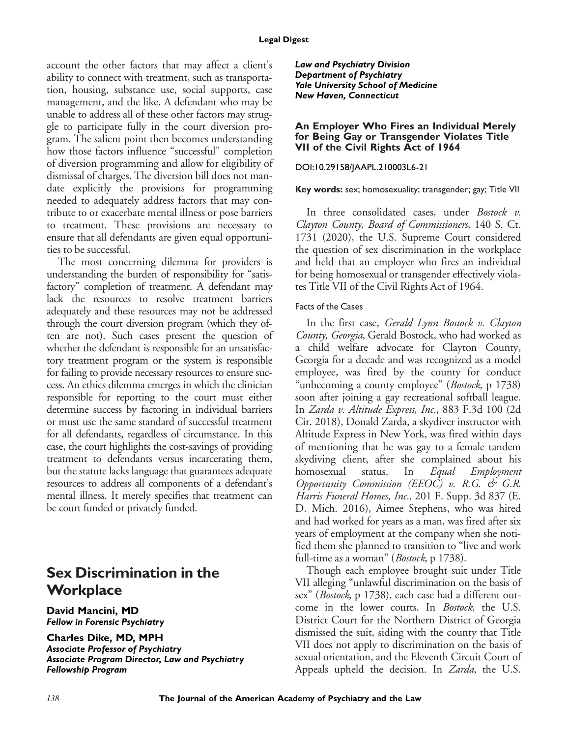account the other factors that may affect a client's ability to connect with treatment, such as transportation, housing, substance use, social supports, case management, and the like. A defendant who may be unable to address all of these other factors may struggle to participate fully in the court diversion program. The salient point then becomes understanding how those factors influence "successful" completion of diversion programming and allow for eligibility of dismissal of charges. The diversion bill does not mandate explicitly the provisions for programming needed to adequately address factors that may contribute to or exacerbate mental illness or pose barriers to treatment. These provisions are necessary to ensure that all defendants are given equal opportunities to be successful.

The most concerning dilemma for providers is understanding the burden of responsibility for "satisfactory" completion of treatment. A defendant may lack the resources to resolve treatment barriers adequately and these resources may not be addressed through the court diversion program (which they often are not). Such cases present the question of whether the defendant is responsible for an unsatisfactory treatment program or the system is responsible for failing to provide necessary resources to ensure success. An ethics dilemma emerges in which the clinician responsible for reporting to the court must either determine success by factoring in individual barriers or must use the same standard of successful treatment for all defendants, regardless of circumstance. In this case, the court highlights the cost-savings of providing treatment to defendants versus incarcerating them, but the statute lacks language that guarantees adequate resources to address all components of a defendant's mental illness. It merely specifies that treatment can be court funded or privately funded.

# Sex Discrimination in the Workplace

**David Mancini, MD**
***Fellow in Forensic Psychiatry***

**Charles Dike, MD, MPH**
***Associate Professor of Psychiatry***
***Associate Program Director, Law and Psychiatry Fellowship Program***
***Law and Psychiatry Division***
***Department of Psychiatry***
***Yale University School of Medicine***
***New Haven, Connecticut***

### An Employer Who Fires an Individual Merely for Being Gay or Transgender Violates Title VII of the Civil Rights Act of 1964

DOI:10.29158/JAAPL.210003L6-21

**Key words:** sex; homosexuality; transgender; gay; Title VII

In three consolidated cases, under *Bostock v. Clayton County, Board of Commissioners*, 140 S. Ct. 1731 (2020), the U.S. Supreme Court considered the question of sex discrimination in the workplace and held that an employer who fires an individual for being homosexual or transgender effectively violates Title VII of the Civil Rights Act of 1964.

#### Facts of the Cases

In the first case, *Gerald Lynn Bostock v. Clayton County, Georgia*, Gerald Bostock, who had worked as a child welfare advocate for Clayton County, Georgia for a decade and was recognized as a model employee, was fired by the county for conduct "unbecoming a county employee" (*Bostock*, p 1738) soon after joining a gay recreational softball league. In *Zarda v. Altitude Express, Inc.*, 883 F.3d 100 (2d Cir. 2018), Donald Zarda, a skydiver instructor with Altitude Express in New York, was fired within days of mentioning that he was gay to a female tandem skydiving client, after she complained about his homosexual status. In *Equal Employment Opportunity Commission (EEOC) v. R.G. & G.R. Harris Funeral Homes, Inc.*, 201 F. Supp. 3d 837 (E. D. Mich. 2016), Aimee Stephens, who was hired and had worked for years as a man, was fired after six years of employment at the company when she notified them she planned to transition to "live and work full-time as a woman" (*Bostock*, p 1738).

Though each employee brought suit under Title VII alleging "unlawful discrimination on the basis of sex" (*Bostock*, p 1738), each case had a different outcome in the lower courts. In *Bostock*, the U.S. District Court for the Northern District of Georgia dismissed the suit, siding with the county that Title VII does not apply to discrimination on the basis of sexual orientation, and the Eleventh Circuit Court of Appeals upheld the decision. In *Zarda*, the U.S.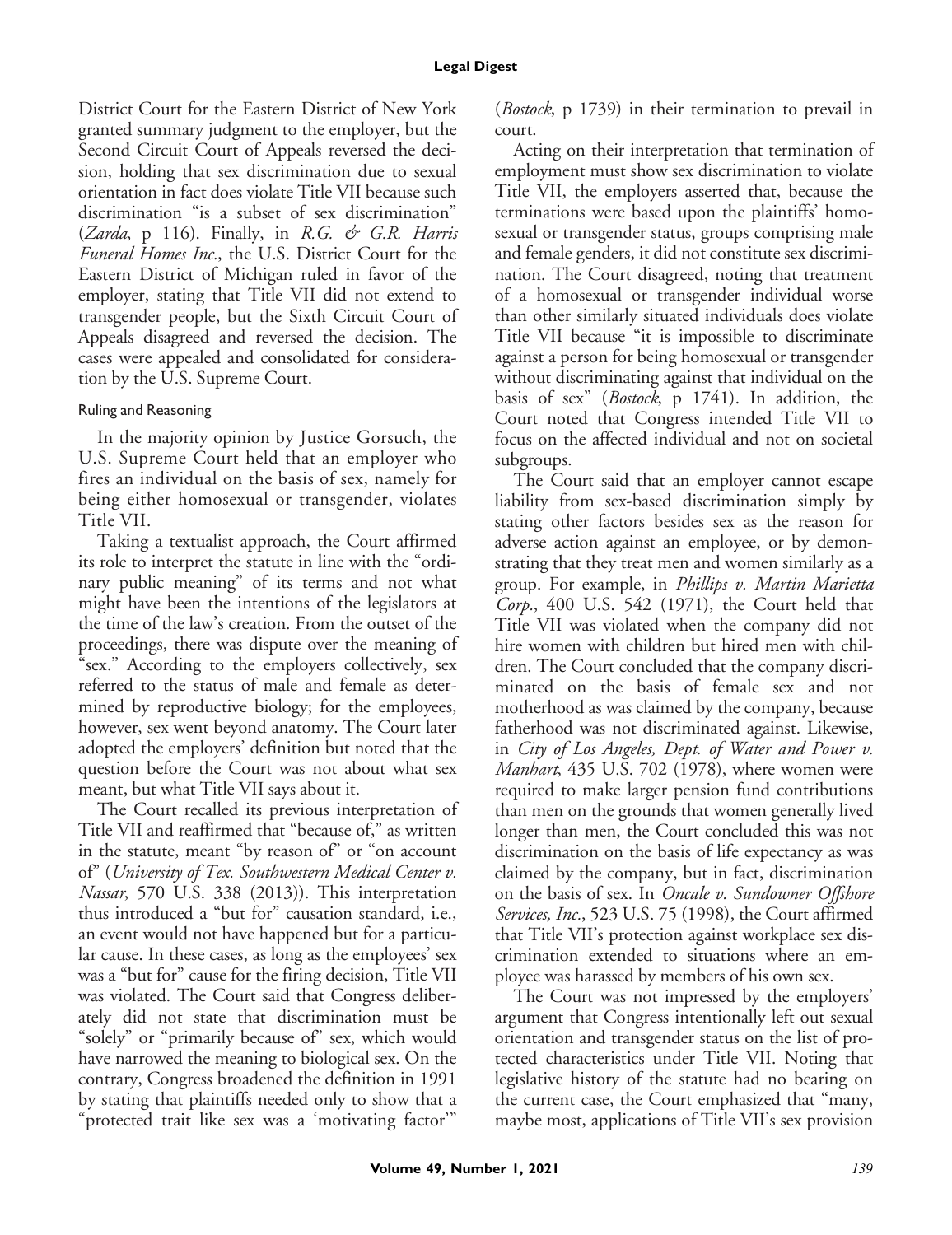District Court for the Eastern District of New York granted summary judgment to the employer, but the Second Circuit Court of Appeals reversed the decision, holding that sex discrimination due to sexual orientation in fact does violate Title VII because such discrimination "is a subset of sex discrimination" (*Zarda*, p 116). Finally, in *R.G. & G.R. Harris Funeral Homes Inc*., the U.S. District Court for the Eastern District of Michigan ruled in favor of the employer, stating that Title VII did not extend to transgender people, but the Sixth Circuit Court of Appeals disagreed and reversed the decision. The cases were appealed and consolidated for consideration by the U.S. Supreme Court.

### Ruling and Reasoning

In the majority opinion by Justice Gorsuch, the U.S. Supreme Court held that an employer who fires an individual on the basis of sex, namely for being either homosexual or transgender, violates Title VII.

Taking a textualist approach, the Court affirmed its role to interpret the statute in line with the "ordinary public meaning" of its terms and not what might have been the intentions of the legislators at the time of the law's creation. From the outset of the proceedings, there was dispute over the meaning of "sex." According to the employers collectively, sex referred to the status of male and female as determined by reproductive biology; for the employees, however, sex went beyond anatomy. The Court later adopted the employers' definition but noted that the question before the Court was not about what sex meant, but what Title VII says about it.

The Court recalled its previous interpretation of Title VII and reaffirmed that "because of," as written in the statute, meant "by reason of" or "on account of" (*University of Tex. Southwestern Medical Center v. Nassar*, 570 U.S. 338 (2013)). This interpretation thus introduced a "but for" causation standard, i.e., an event would not have happened but for a particular cause. In these cases, as long as the employees' sex was a "but for" cause for the firing decision, Title VII was violated. The Court said that Congress deliberately did not state that discrimination must be "solely" or "primarily because of" sex, which would have narrowed the meaning to biological sex. On the contrary, Congress broadened the definition in 1991 by stating that plaintiffs needed only to show that a "protected trait like sex was a 'motivating factor'" (*Bostock*, p 1739) in their termination to prevail in court.

Acting on their interpretation that termination of employment must show sex discrimination to violate Title VII, the employers asserted that, because the terminations were based upon the plaintiffs' homosexual or transgender status, groups comprising male and female genders, it did not constitute sex discrimination. The Court disagreed, noting that treatment of a homosexual or transgender individual worse than other similarly situated individuals does violate Title VII because "it is impossible to discriminate against a person for being homosexual or transgender without discriminating against that individual on the basis of sex" (*Bostock*, p 1741). In addition, the Court noted that Congress intended Title VII to focus on the affected individual and not on societal subgroups.

The Court said that an employer cannot escape liability from sex-based discrimination simply by stating other factors besides sex as the reason for adverse action against an employee, or by demonstrating that they treat men and women similarly as a group. For example, in *Phillips v. Martin Marietta Corp*., 400 U.S. 542 (1971), the Court held that Title VII was violated when the company did not hire women with children but hired men with children. The Court concluded that the company discriminated on the basis of female sex and not motherhood as was claimed by the company, because fatherhood was not discriminated against. Likewise, in *City of Los Angeles, Dept. of Water and Power v. Manhart*, 435 U.S. 702 (1978), where women were required to make larger pension fund contributions than men on the grounds that women generally lived longer than men, the Court concluded this was not discrimination on the basis of life expectancy as was claimed by the company, but in fact, discrimination on the basis of sex. In *Oncale v. Sundowner Offshore Services, Inc*., 523 U.S. 75 (1998), the Court affirmed that Title VII's protection against workplace sex discrimination extended to situations where an employee was harassed by members of his own sex.

The Court was not impressed by the employers' argument that Congress intentionally left out sexual orientation and transgender status on the list of protected characteristics under Title VII. Noting that legislative history of the statute had no bearing on the current case, the Court emphasized that "many, maybe most, applications of Title VII's sex provision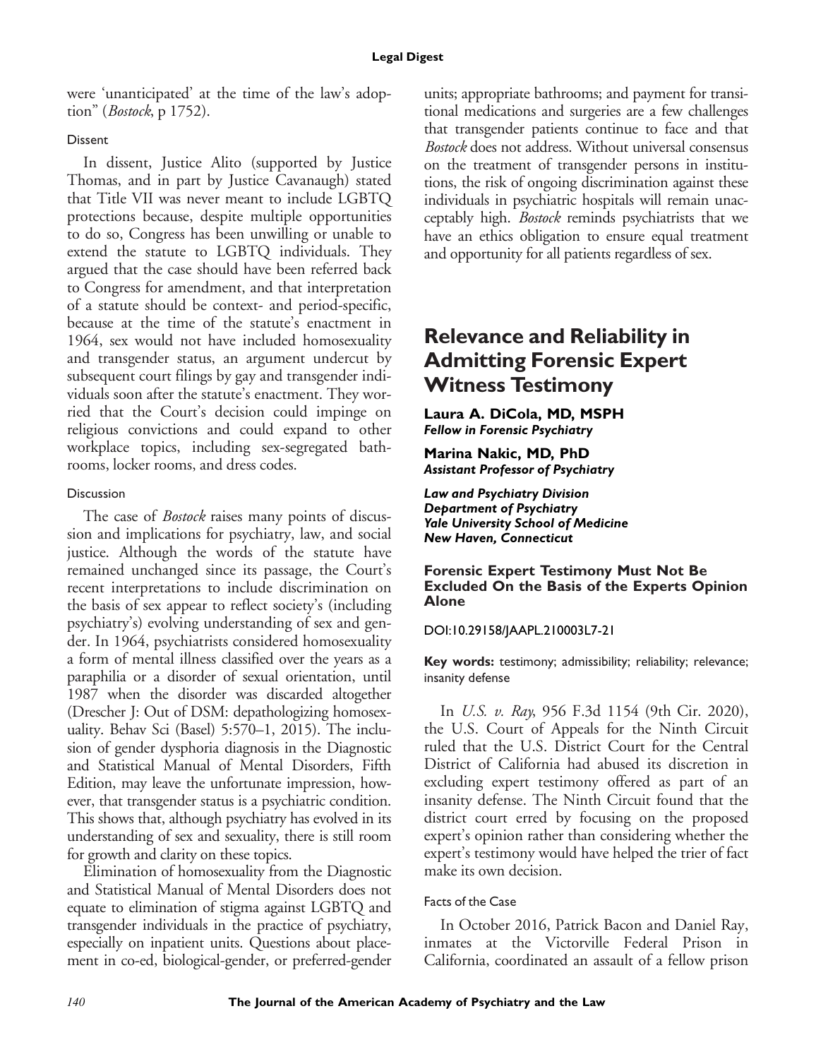were 'unanticipated' at the time of the law's adoption" (*Bostock*, p 1752).

### Dissent

In dissent, Justice Alito (supported by Justice Thomas, and in part by Justice Cavanaugh) stated that Title VII was never meant to include LGBTQ protections because, despite multiple opportunities to do so, Congress has been unwilling or unable to extend the statute to LGBTQ individuals. They argued that the case should have been referred back to Congress for amendment, and that interpretation of a statute should be context- and period-specific, because at the time of the statute's enactment in 1964, sex would not have included homosexuality and transgender status, an argument undercut by subsequent court filings by gay and transgender individuals soon after the statute's enactment. They worried that the Court's decision could impinge on religious convictions and could expand to other workplace topics, including sex-segregated bathrooms, locker rooms, and dress codes.

### Discussion

The case of *Bostock* raises many points of discussion and implications for psychiatry, law, and social justice. Although the words of the statute have remained unchanged since its passage, the Court's recent interpretations to include discrimination on the basis of sex appear to reflect society's (including psychiatry's) evolving understanding of sex and gender. In 1964, psychiatrists considered homosexuality a form of mental illness classified over the years as a paraphilia or a disorder of sexual orientation, until 1987 when the disorder was discarded altogether (Drescher J: Out of DSM: depathologizing homosexuality. Behav Sci (Basel) 5:570–1, 2015). The inclusion of gender dysphoria diagnosis in the Diagnostic and Statistical Manual of Mental Disorders, Fifth Edition, may leave the unfortunate impression, however, that transgender status is a psychiatric condition. This shows that, although psychiatry has evolved in its understanding of sex and sexuality, there is still room for growth and clarity on these topics.

Elimination of homosexuality from the Diagnostic and Statistical Manual of Mental Disorders does not equate to elimination of stigma against LGBTQ and transgender individuals in the practice of psychiatry, especially on inpatient units. Questions about placement in co-ed, biological-gender, or preferred-gender units; appropriate bathrooms; and payment for transitional medications and surgeries are a few challenges that transgender patients continue to face and that *Bostock* does not address. Without universal consensus on the treatment of transgender persons in institutions, the risk of ongoing discrimination against these individuals in psychiatric hospitals will remain unacceptably high. *Bostock* reminds psychiatrists that we have an ethics obligation to ensure equal treatment and opportunity for all patients regardless of sex.

## Relevance and Reliability in Admitting Forensic Expert Witness Testimony

**Laura A. DiCola, MD, MSPH**
***Fellow in Forensic Psychiatry***

**Marina Nakic, MD, PhD**
***Assistant Professor of Psychiatry***

***Law and Psychiatry Division***
***Department of Psychiatry***
***Yale University School of Medicine***
***New Haven, Connecticut***

### Forensic Expert Testimony Must Not Be Excluded On the Basis of the Experts Opinion Alone

DOI:10.29158/JAAPL.210003L7-21

**Key words:** testimony; admissibility; reliability; relevance; insanity defense

In *U.S. v. Ray*, 956 F.3d 1154 (9th Cir. 2020), the U.S. Court of Appeals for the Ninth Circuit ruled that the U.S. District Court for the Central District of California had abused its discretion in excluding expert testimony offered as part of an insanity defense. The Ninth Circuit found that the district court erred by focusing on the proposed expert's opinion rather than considering whether the expert's testimony would have helped the trier of fact make its own decision.

### Facts of the Case

In October 2016, Patrick Bacon and Daniel Ray, inmates at the Victorville Federal Prison in California, coordinated an assault of a fellow prison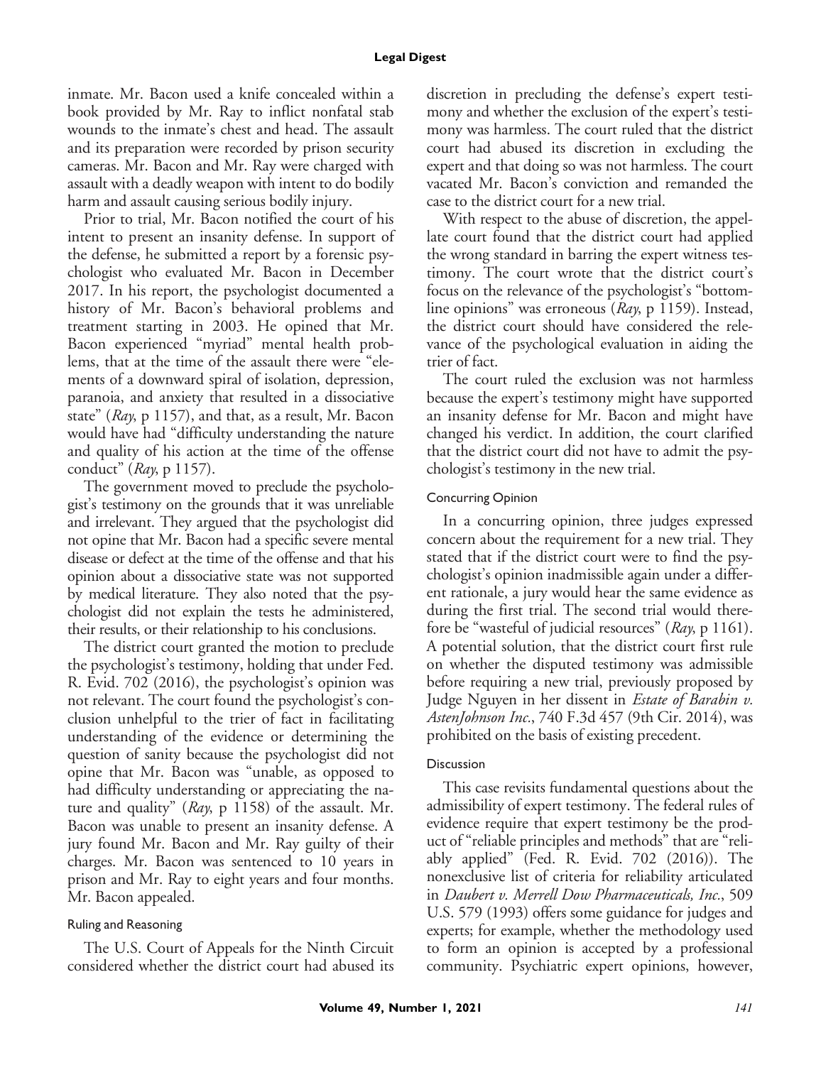inmate. Mr. Bacon used a knife concealed within a book provided by Mr. Ray to inflict nonfatal stab wounds to the inmate's chest and head. The assault and its preparation were recorded by prison security cameras. Mr. Bacon and Mr. Ray were charged with assault with a deadly weapon with intent to do bodily harm and assault causing serious bodily injury.

Prior to trial, Mr. Bacon notified the court of his intent to present an insanity defense. In support of the defense, he submitted a report by a forensic psychologist who evaluated Mr. Bacon in December 2017. In his report, the psychologist documented a history of Mr. Bacon's behavioral problems and treatment starting in 2003. He opined that Mr. Bacon experienced "myriad" mental health problems, that at the time of the assault there were "elements of a downward spiral of isolation, depression, paranoia, and anxiety that resulted in a dissociative state" (*Ray*, p 1157), and that, as a result, Mr. Bacon would have had "difficulty understanding the nature and quality of his action at the time of the offense conduct" (*Ray*, p 1157).

The government moved to preclude the psychologist's testimony on the grounds that it was unreliable and irrelevant. They argued that the psychologist did not opine that Mr. Bacon had a specific severe mental disease or defect at the time of the offense and that his opinion about a dissociative state was not supported by medical literature. They also noted that the psychologist did not explain the tests he administered, their results, or their relationship to his conclusions.

The district court granted the motion to preclude the psychologist's testimony, holding that under Fed. R. Evid. 702 (2016), the psychologist's opinion was not relevant. The court found the psychologist's conclusion unhelpful to the trier of fact in facilitating understanding of the evidence or determining the question of sanity because the psychologist did not opine that Mr. Bacon was "unable, as opposed to had difficulty understanding or appreciating the nature and quality" (*Ray*, p 1158) of the assault. Mr. Bacon was unable to present an insanity defense. A jury found Mr. Bacon and Mr. Ray guilty of their charges. Mr. Bacon was sentenced to 10 years in prison and Mr. Ray to eight years and four months. Mr. Bacon appealed.

### Ruling and Reasoning

The U.S. Court of Appeals for the Ninth Circuit considered whether the district court had abused its discretion in precluding the defense's expert testimony and whether the exclusion of the expert's testimony was harmless. The court ruled that the district court had abused its discretion in excluding the expert and that doing so was not harmless. The court vacated Mr. Bacon's conviction and remanded the case to the district court for a new trial.

With respect to the abuse of discretion, the appellate court found that the district court had applied the wrong standard in barring the expert witness testimony. The court wrote that the district court's focus on the relevance of the psychologist's "bottom-line opinions" was erroneous (*Ray*, p 1159). Instead, the district court should have considered the relevance of the psychological evaluation in aiding the trier of fact.

The court ruled the exclusion was not harmless because the expert's testimony might have supported an insanity defense for Mr. Bacon and might have changed his verdict. In addition, the court clarified that the district court did not have to admit the psychologist's testimony in the new trial.

### Concurring Opinion

In a concurring opinion, three judges expressed concern about the requirement for a new trial. They stated that if the district court were to find the psychologist's opinion inadmissible again under a different rationale, a jury would hear the same evidence as during the first trial. The second trial would therefore be "wasteful of judicial resources" (*Ray*, p 1161). A potential solution, that the district court first rule on whether the disputed testimony was admissible before requiring a new trial, previously proposed by Judge Nguyen in her dissent in *Estate of Barabin v. AstenJohnson Inc.*, 740 F.3d 457 (9th Cir. 2014), was prohibited on the basis of existing precedent.

### Discussion

This case revisits fundamental questions about the admissibility of expert testimony. The federal rules of evidence require that expert testimony be the product of "reliable principles and methods" that are "reliably applied" (Fed. R. Evid. 702 (2016)). The nonexclusive list of criteria for reliability articulated in *Daubert v. Merrell Dow Pharmaceuticals, Inc.*, 509 U.S. 579 (1993) offers some guidance for judges and experts; for example, whether the methodology used to form an opinion is accepted by a professional community. Psychiatric expert opinions, however,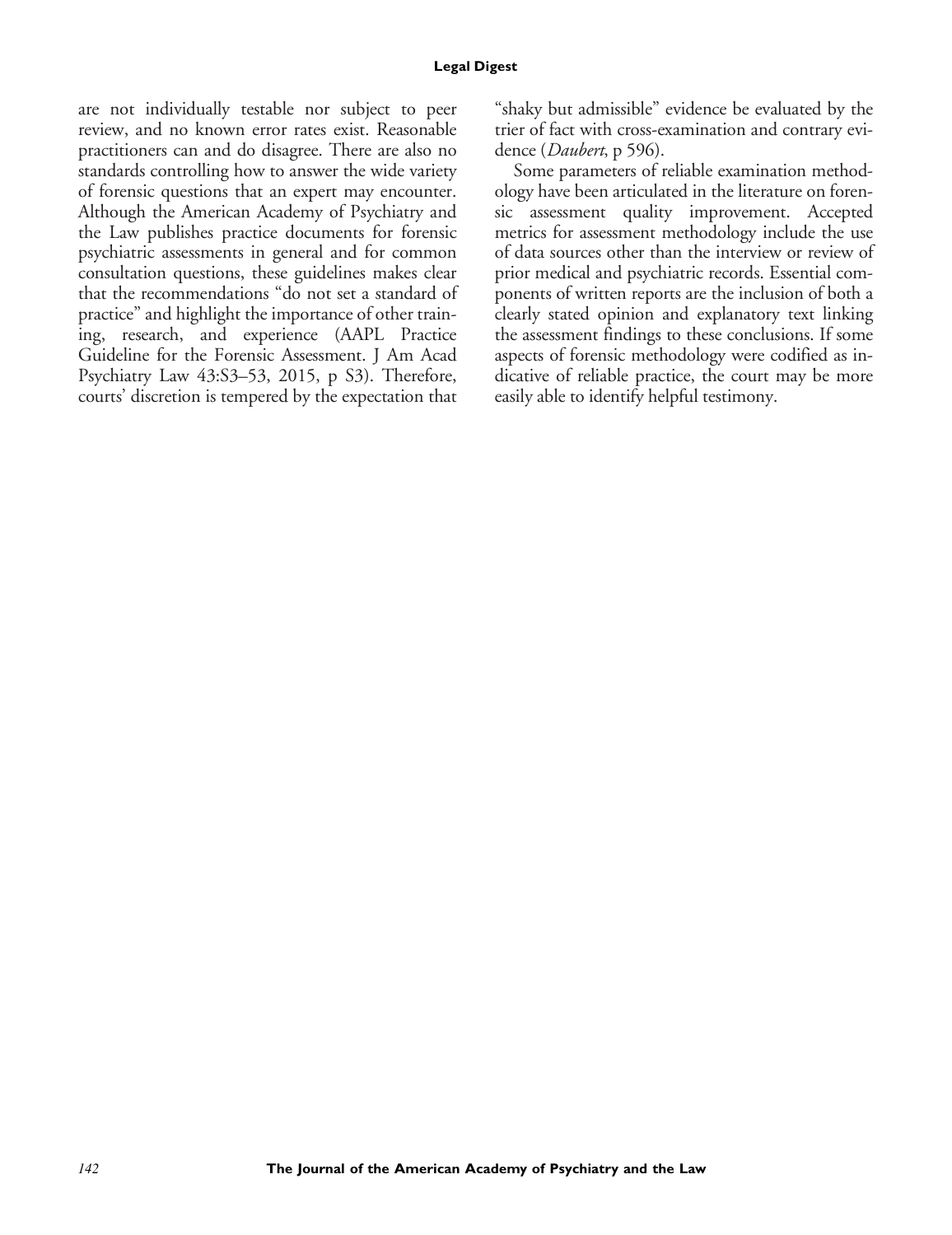are not individually testable nor subject to peer review, and no known error rates exist. Reasonable practitioners can and do disagree. There are also no standards controlling how to answer the wide variety of forensic questions that an expert may encounter. Although the American Academy of Psychiatry and the Law publishes practice documents for forensic psychiatric assessments in general and for common consultation questions, these guidelines makes clear that the recommendations "do not set a standard of practice" and highlight the importance of other training, research, and experience (AAPL Practice Guideline for the Forensic Assessment. J Am Acad Psychiatry Law 43:S3–53, 2015, p S3). Therefore, courts' discretion is tempered by the expectation that "shaky but admissible" evidence be evaluated by the trier of fact with cross-examination and contrary evidence (*Daubert*, p 596).

Some parameters of reliable examination methodology have been articulated in the literature on forensic assessment quality improvement. Accepted metrics for assessment methodology include the use of data sources other than the interview or review of prior medical and psychiatric records. Essential components of written reports are the inclusion of both a clearly stated opinion and explanatory text linking the assessment findings to these conclusions. If some aspects of forensic methodology were codified as indicative of reliable practice, the court may be more easily able to identify helpful testimony.